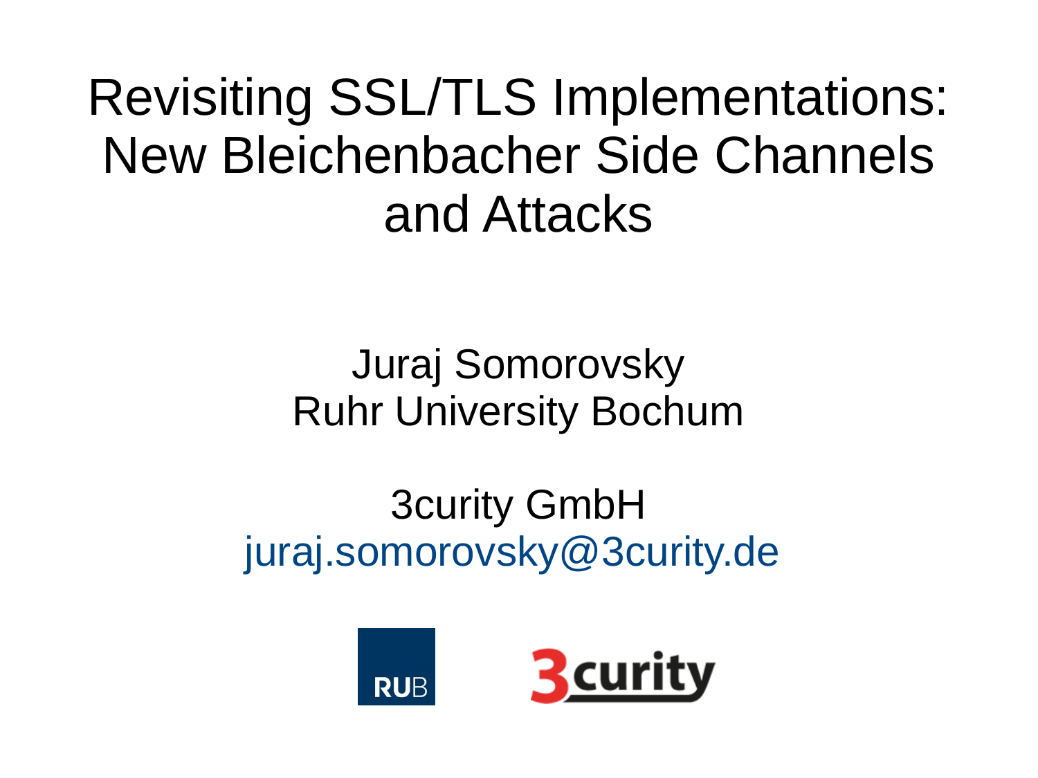# Revisiting SSL/TLS Implementations: New Bleichenbacher Side Channels and Attacks

Juraj Somorovsky
Ruhr University Bochum

3curity GmbH
juraj.somorovsky@3curity.de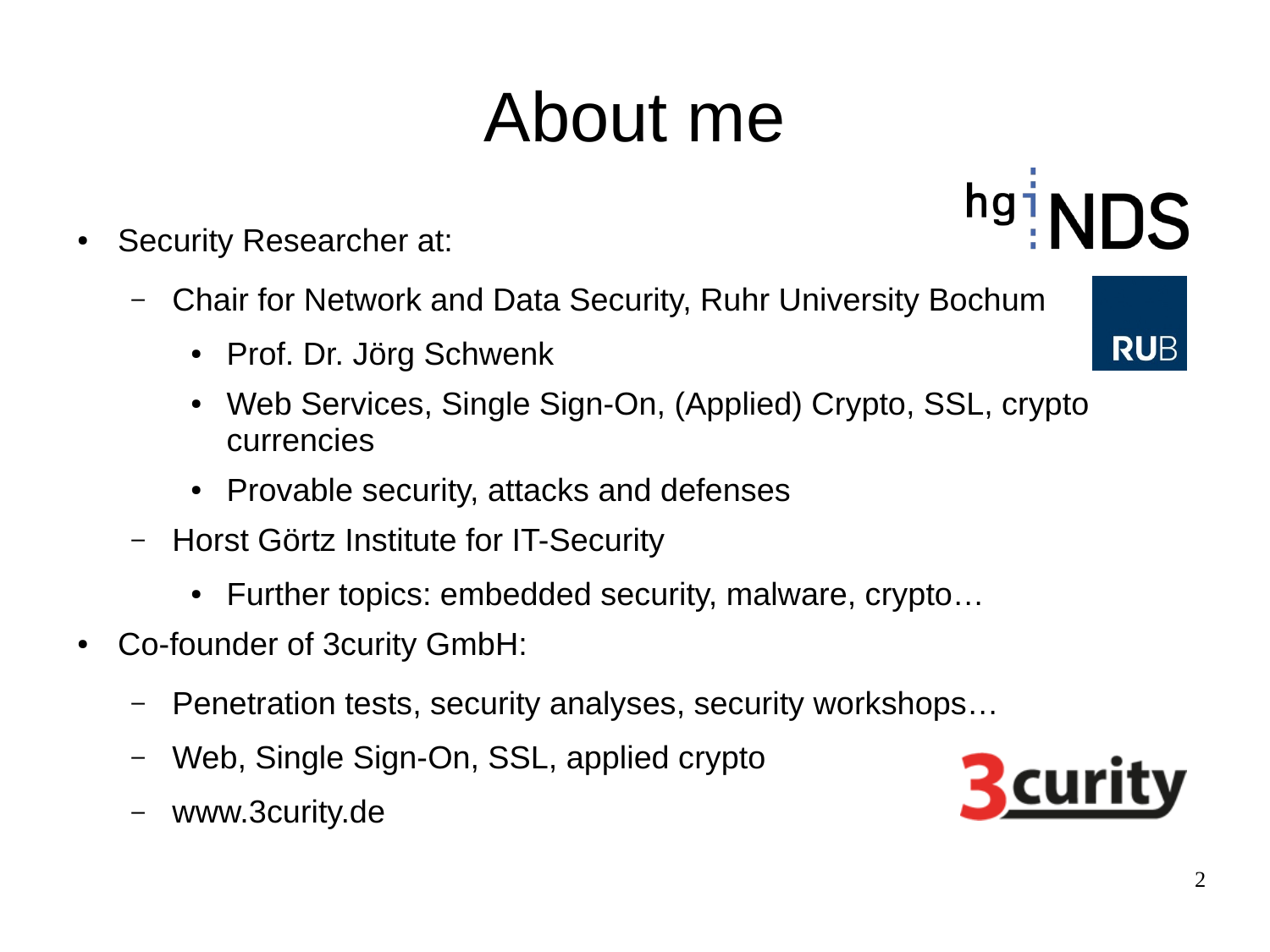# About me

- Security Researcher at:
  - Chair for Network and Data Security, Ruhr University Bochum
    - Prof. Dr. Jörg Schwenk
    - Web Services, Single Sign-On, (Applied) Crypto, SSL, crypto currencies
    - Provable security, attacks and defenses
  - Horst Görtz Institute for IT-Security
    - Further topics: embedded security, malware, crypto…
- Co-founder of 3curity GmbH:
  - Penetration tests, security analyses, security workshops…
  - Web, Single Sign-On, SSL, applied crypto
  - www.3curity.de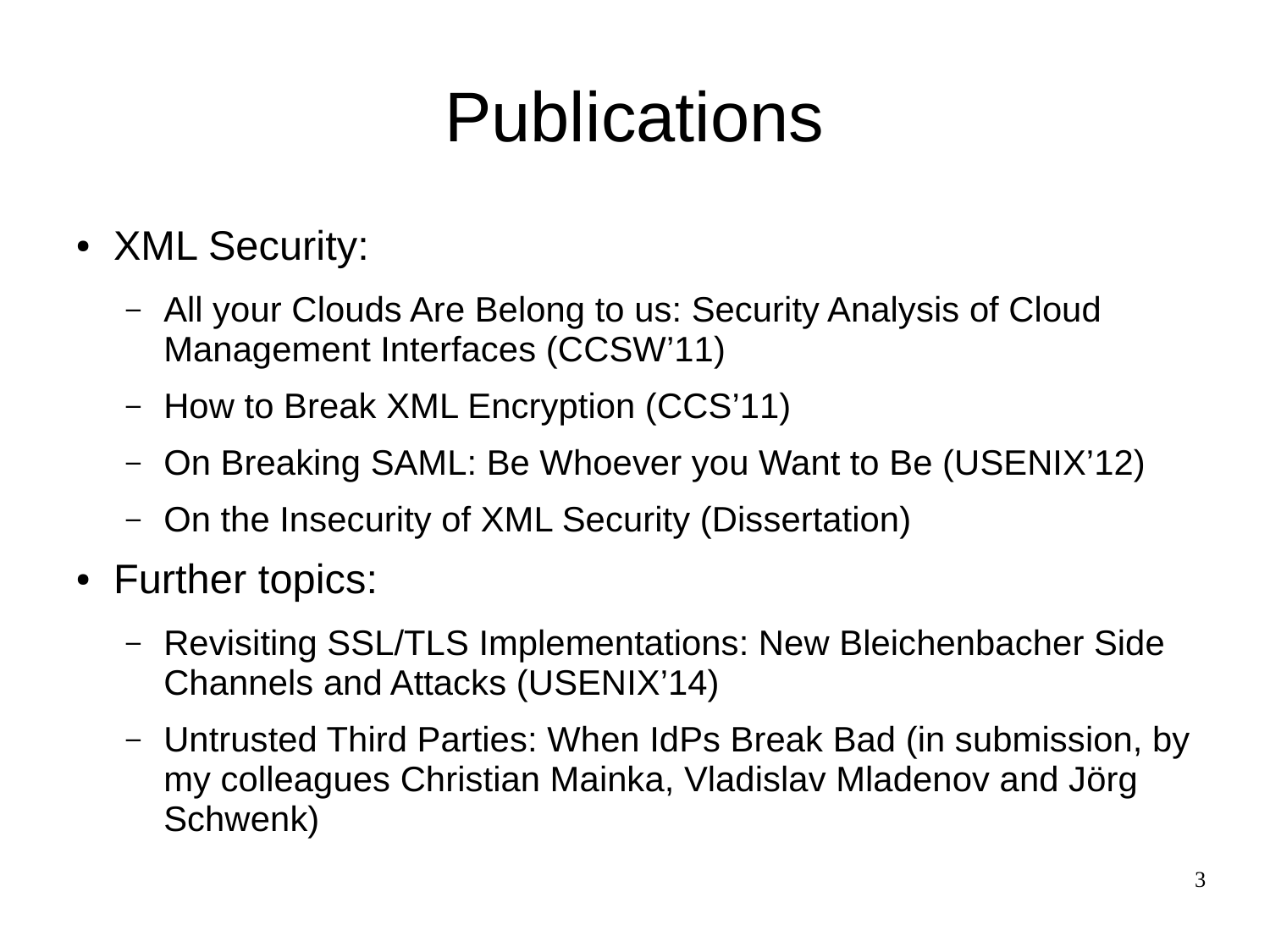# Publications

- XML Security:
  - All your Clouds Are Belong to us: Security Analysis of Cloud Management Interfaces (CCSW'11)
  - How to Break XML Encryption (CCS'11)
  - On Breaking SAML: Be Whoever you Want to Be (USENIX'12)
  - On the Insecurity of XML Security (Dissertation)
- Further topics:
  - Revisiting SSL/TLS Implementations: New Bleichenbacher Side Channels and Attacks (USENIX'14)
  - Untrusted Third Parties: When IdPs Break Bad (in submission, by my colleagues Christian Mainka, Vladislav Mladenov and Jörg Schwenk)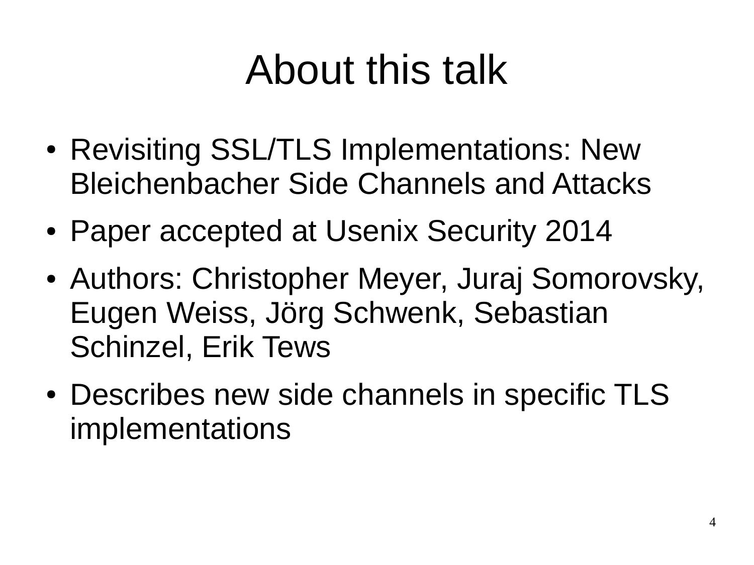# About this talk

- Revisiting SSL/TLS Implementations: New Bleichenbacher Side Channels and Attacks
- Paper accepted at Usenix Security 2014
- Authors: Christopher Meyer, Juraj Somorovsky, Eugen Weiss, Jörg Schwenk, Sebastian Schinzel, Erik Tews
- Describes new side channels in specific TLS implementations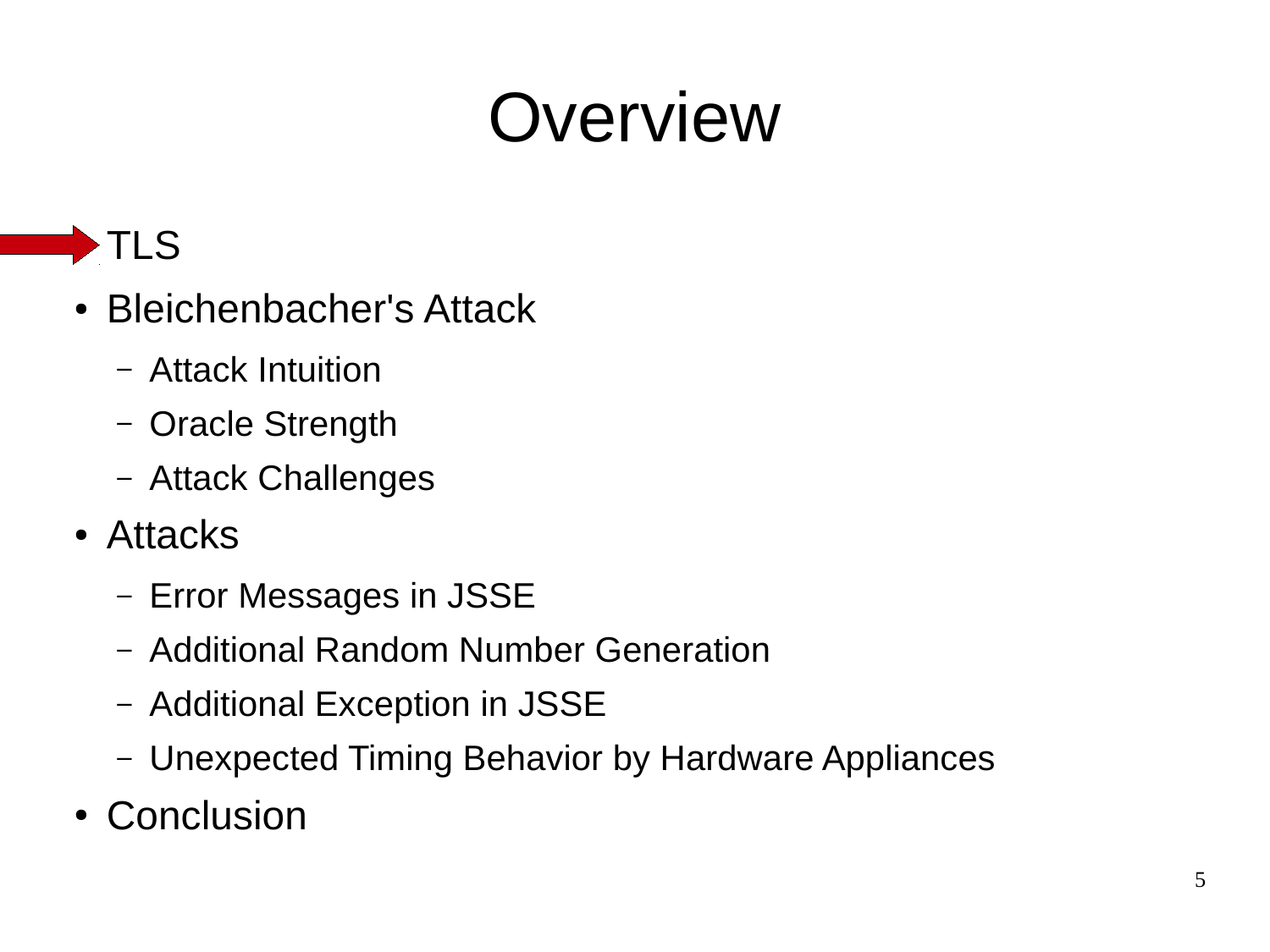# Overview

- TLS
- Bleichenbacher's Attack
  - Attack Intuition
  - Oracle Strength
  - Attack Challenges
- Attacks
  - Error Messages in JSSE
  - Additional Random Number Generation
  - Additional Exception in JSSE
  - Unexpected Timing Behavior by Hardware Appliances
- Conclusion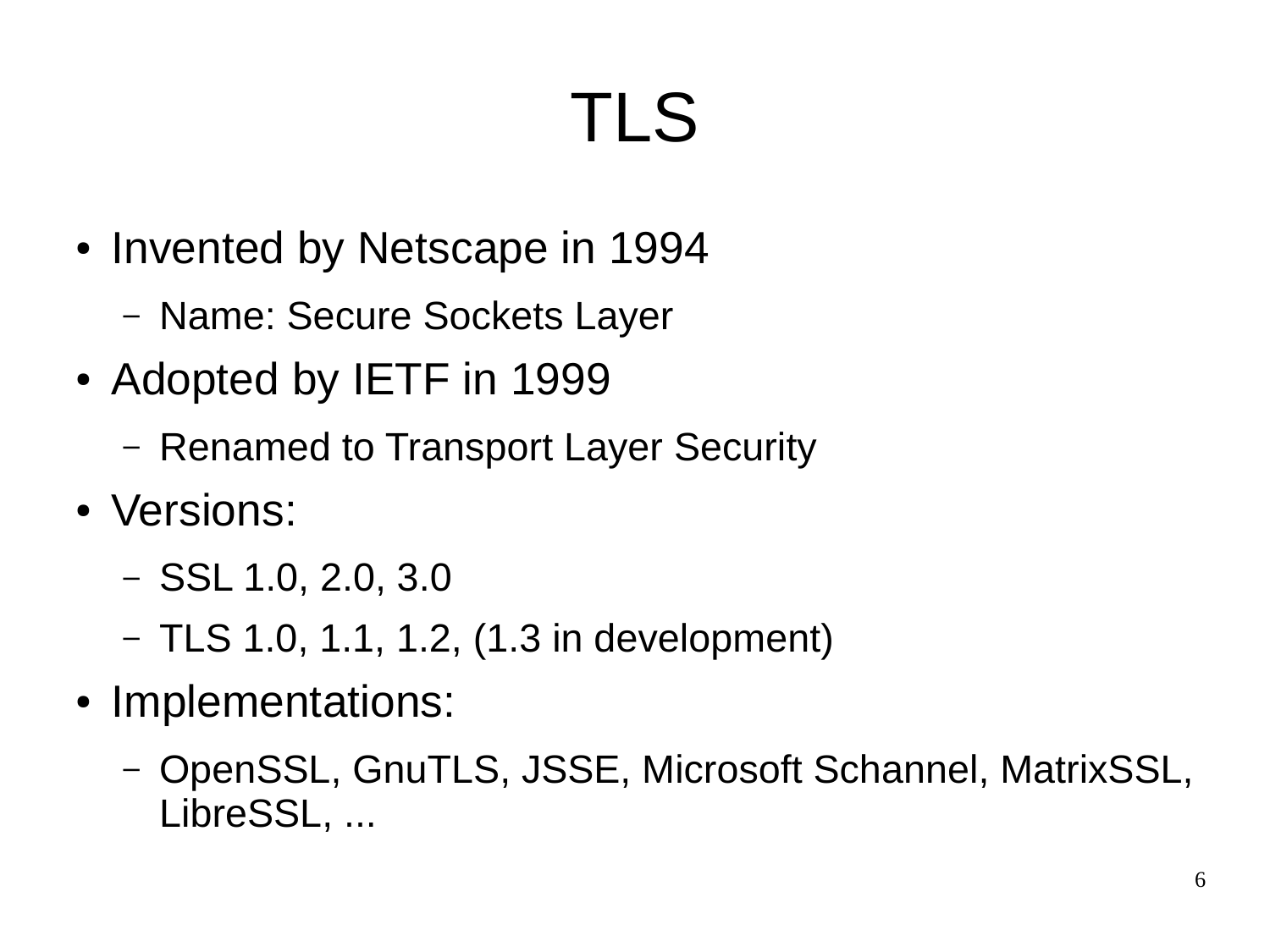# TLS

- Invented by Netscape in 1994
  - Name: Secure Sockets Layer
- Adopted by IETF in 1999
  - Renamed to Transport Layer Security
- Versions:
  - SSL 1.0, 2.0, 3.0
  - TLS 1.0, 1.1, 1.2, (1.3 in development)
- Implementations:
  - OpenSSL, GnuTLS, JSSE, Microsoft Schannel, MatrixSSL, LibreSSL, ...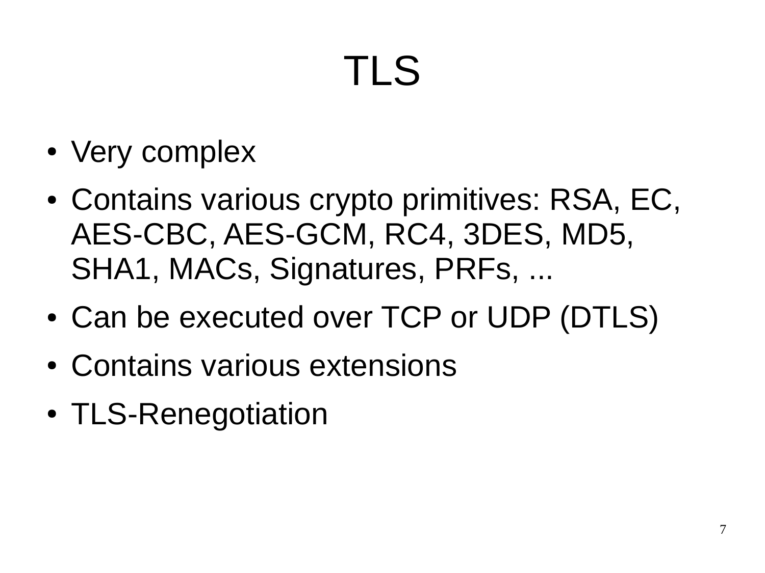# TLS

- Very complex
- Contains various crypto primitives: RSA, EC, AES-CBC, AES-GCM, RC4, 3DES, MD5, SHA1, MACs, Signatures, PRFs, ...
- Can be executed over TCP or UDP (DTLS)
- Contains various extensions
- TLS-Renegotiation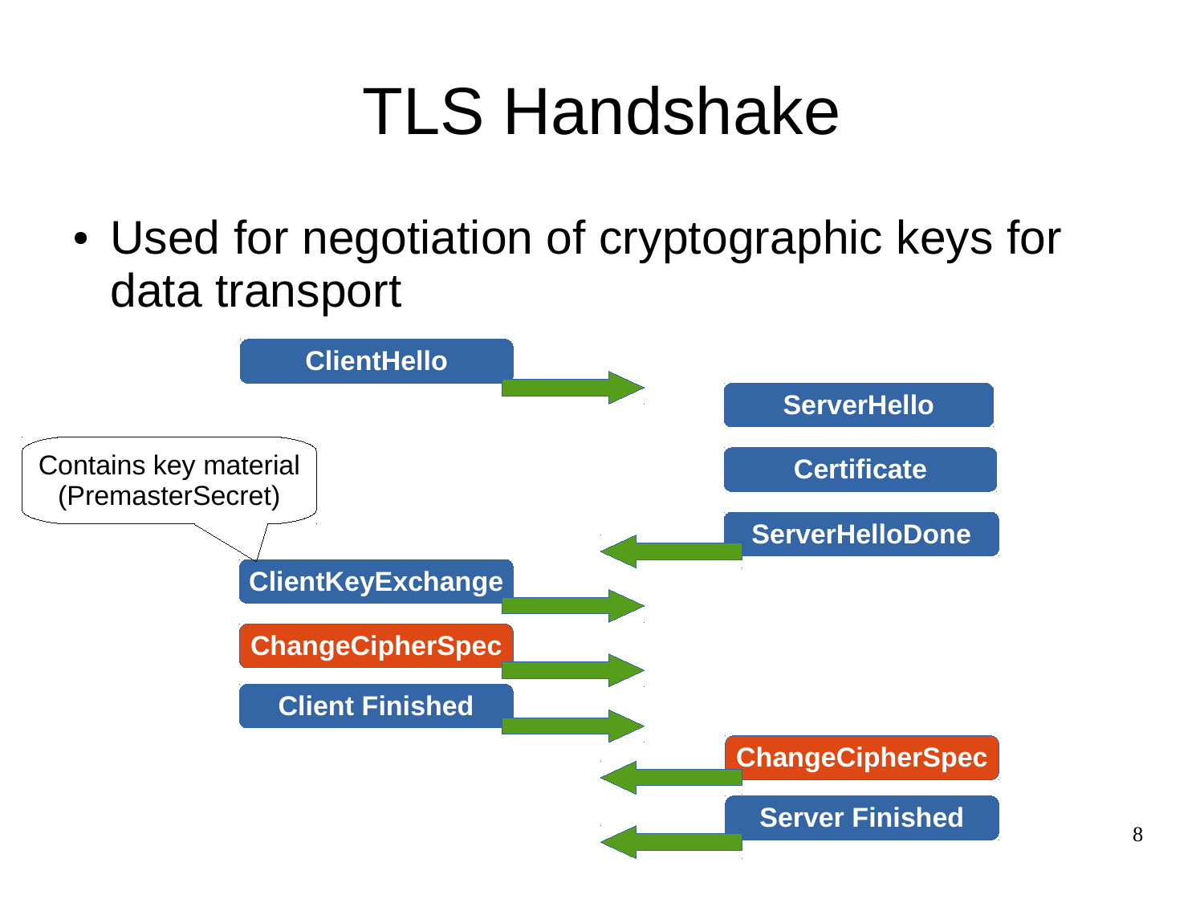# TLS Handshake

- Used for negotiation of cryptographic keys for data transport

ClientHello →

← ServerHello

← Certificate

← ServerHelloDone

ClientKeyExchange → (Contains key material (PremasterSecret))

ChangeCipherSpec →

Client Finished →

← ChangeCipherSpec

← Server Finished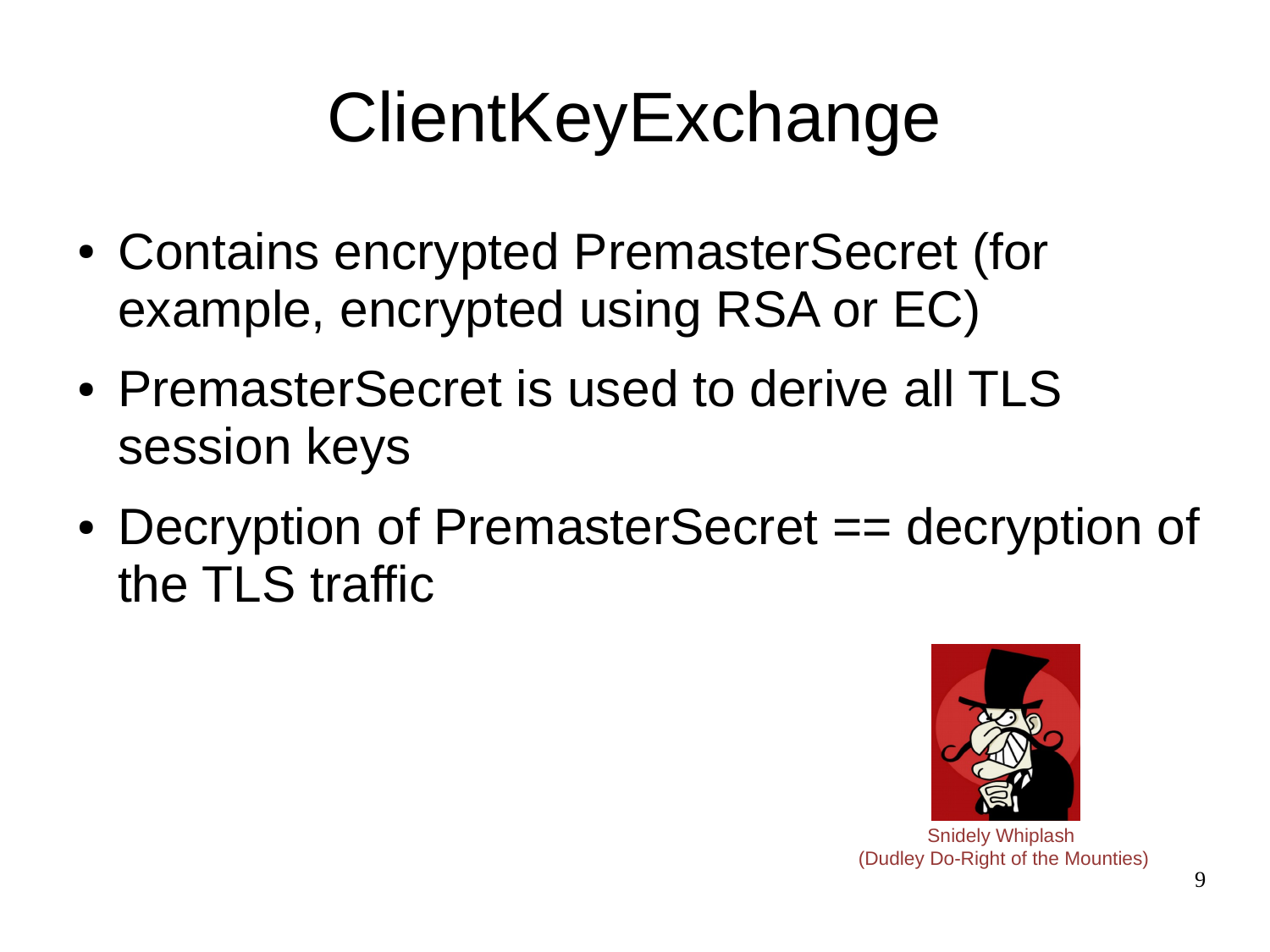# ClientKeyExchange

- Contains encrypted PremasterSecret (for example, encrypted using RSA or EC)
- PremasterSecret is used to derive all TLS session keys
- Decryption of PremasterSecret == decryption of the TLS traffic

Snidely Whiplash
(Dudley Do-Right of the Mounties)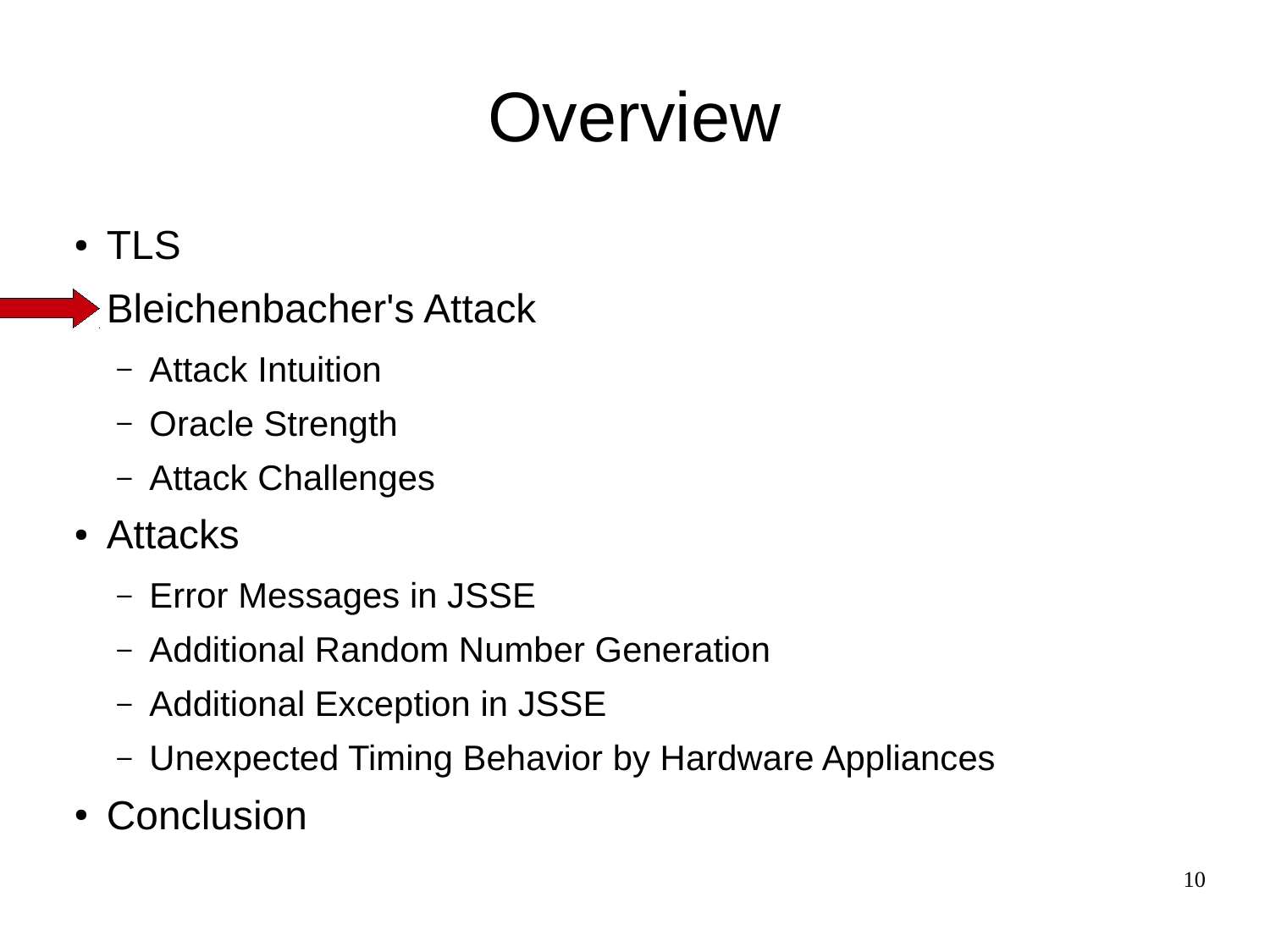# Overview

- TLS
- Bleichenbacher's Attack
  - Attack Intuition
  - Oracle Strength
  - Attack Challenges
- Attacks
  - Error Messages in JSSE
  - Additional Random Number Generation
  - Additional Exception in JSSE
  - Unexpected Timing Behavior by Hardware Appliances
- Conclusion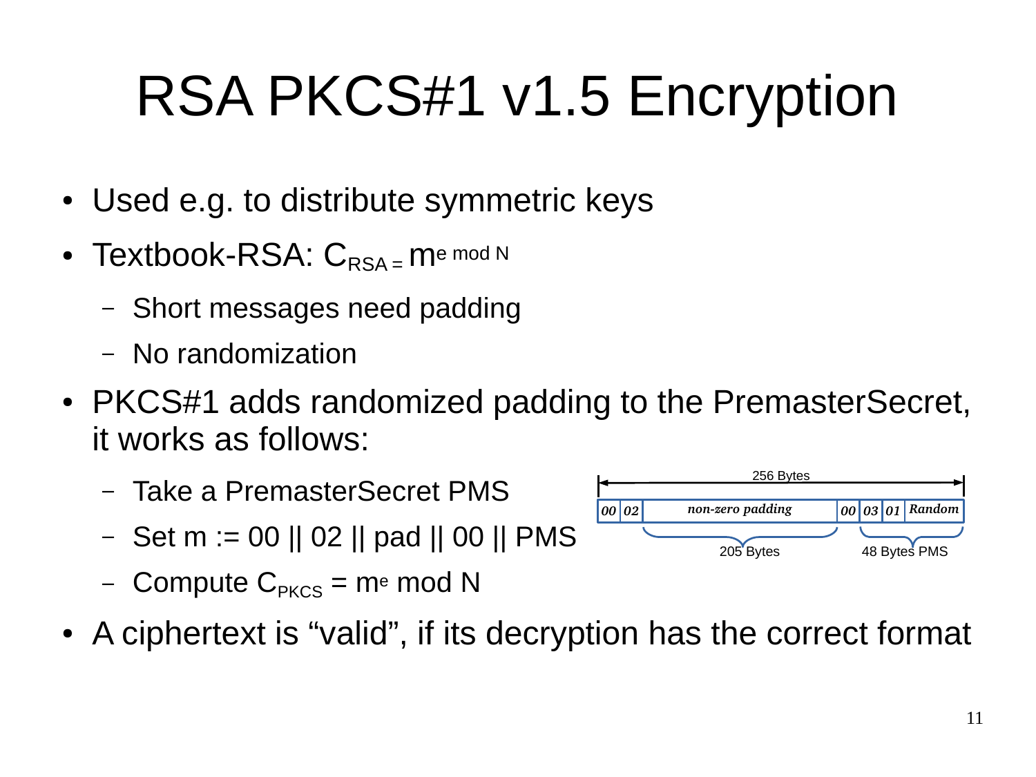# RSA PKCS#1 v1.5 Encryption

- Used e.g. to distribute symmetric keys
- Textbook-RSA: $C_{RSA} = m^{e \bmod N}$
  - Short messages need padding
  - No randomization
- PKCS#1 adds randomized padding to the PremasterSecret, it works as follows:
  - Take a PremasterSecret PMS
  - Set m := 00 || 02 || pad || 00 || PMS
  - Compute $C_{PKCS} = m^e \bmod N$

256 Bytes

| 00 | 02 | non-zero padding | 00 | 03 | 01 | Random |
|---|---|---|---|---|---|---|

205 Bytes — 48 Bytes PMS

- A ciphertext is "valid", if its decryption has the correct format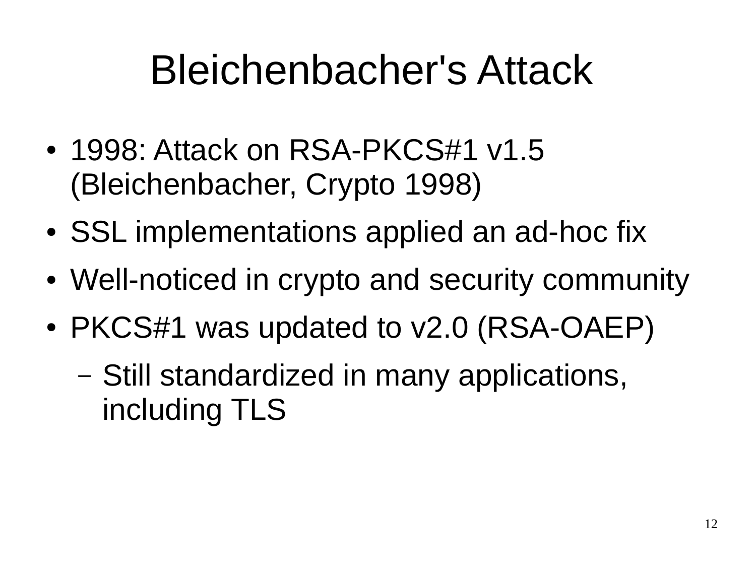# Bleichenbacher's Attack

- 1998: Attack on RSA-PKCS#1 v1.5 (Bleichenbacher, Crypto 1998)
- SSL implementations applied an ad-hoc fix
- Well-noticed in crypto and security community
- PKCS#1 was updated to v2.0 (RSA-OAEP)
  - Still standardized in many applications, including TLS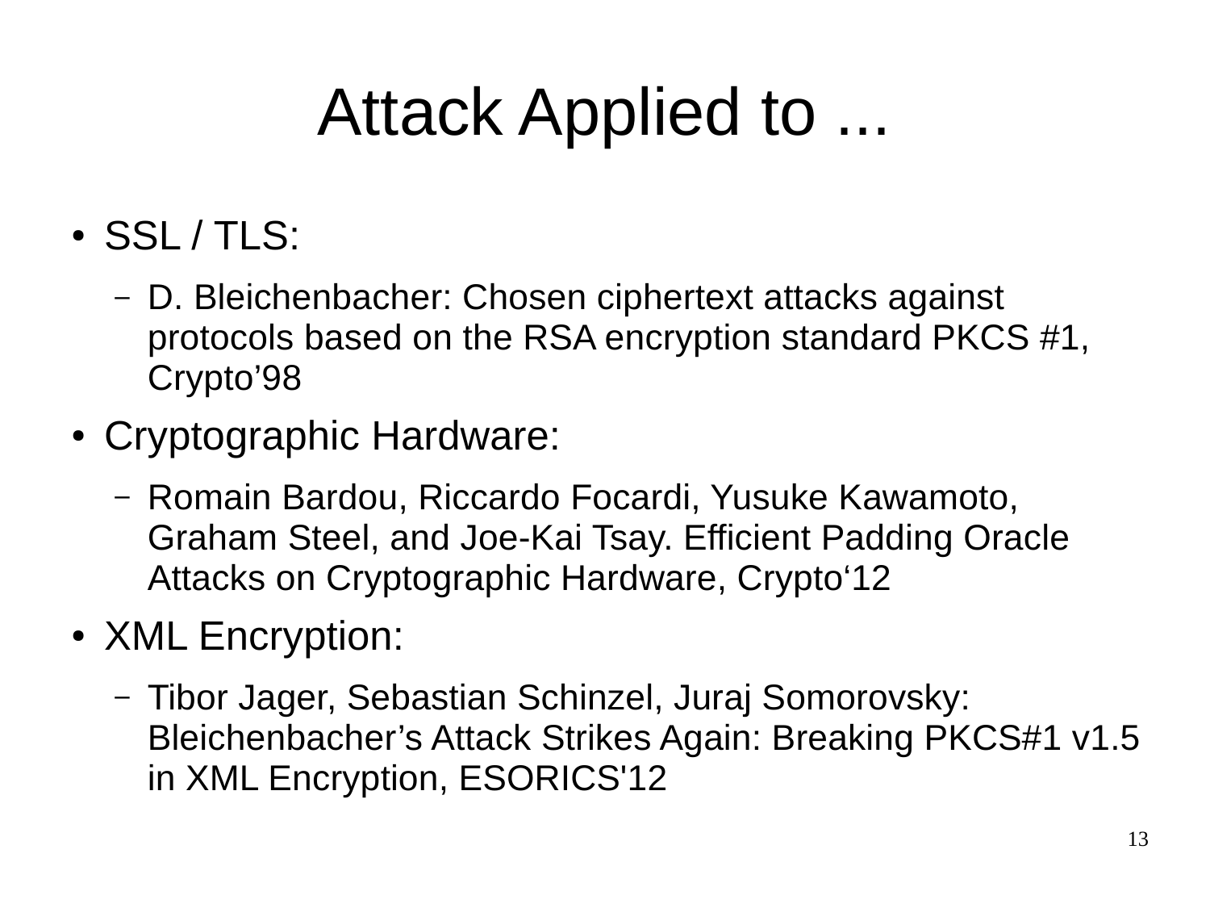# Attack Applied to ...

- SSL / TLS:
  - D. Bleichenbacher: Chosen ciphertext attacks against protocols based on the RSA encryption standard PKCS #1, Crypto’98
- Cryptographic Hardware:
  - Romain Bardou, Riccardo Focardi, Yusuke Kawamoto, Graham Steel, and Joe-Kai Tsay. Efficient Padding Oracle Attacks on Cryptographic Hardware, Crypto‘12
- XML Encryption:
  - Tibor Jager, Sebastian Schinzel, Juraj Somorovsky: Bleichenbacher’s Attack Strikes Again: Breaking PKCS#1 v1.5 in XML Encryption, ESORICS'12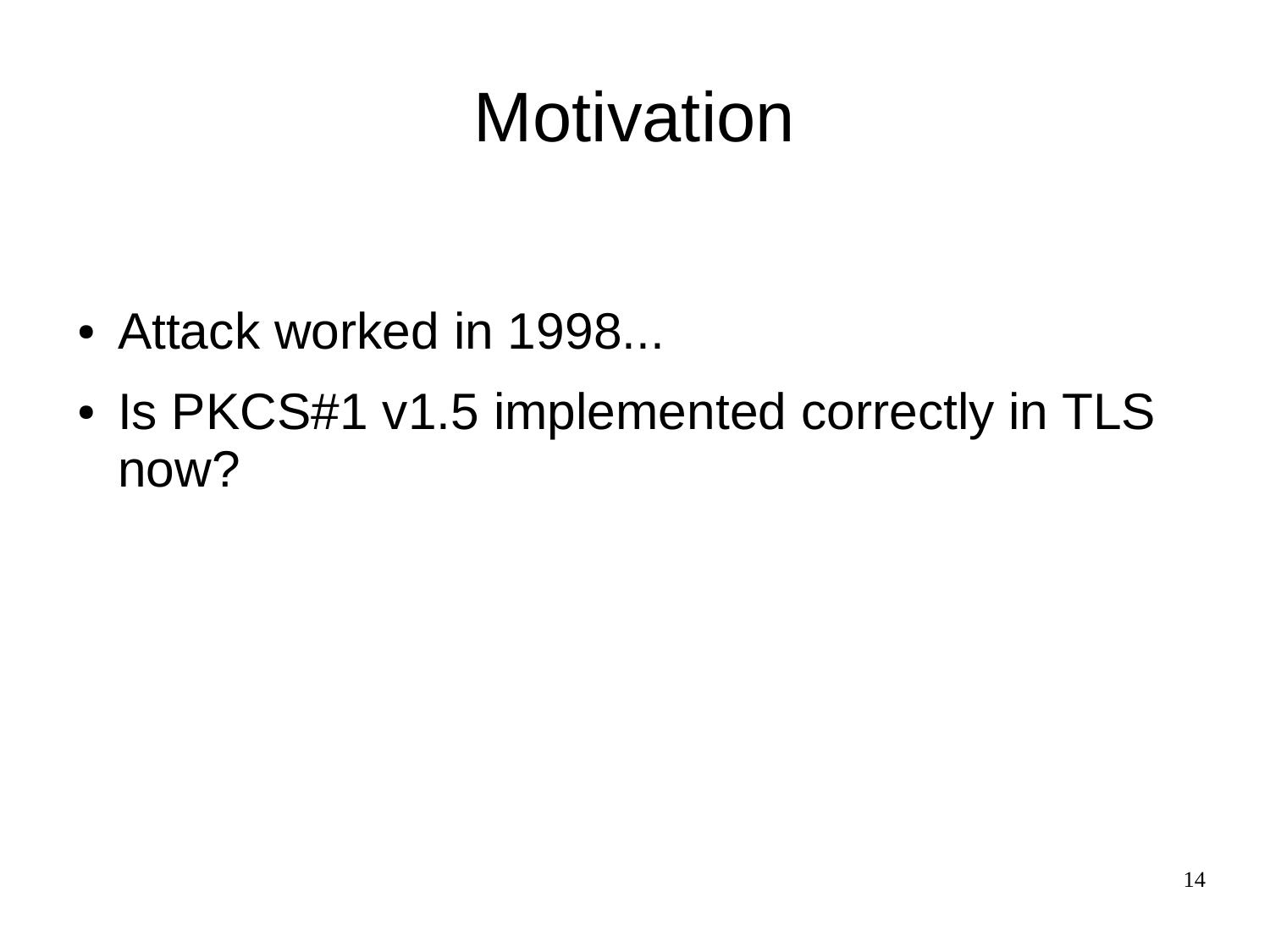# Motivation

- Attack worked in 1998...
- Is PKCS#1 v1.5 implemented correctly in TLS now?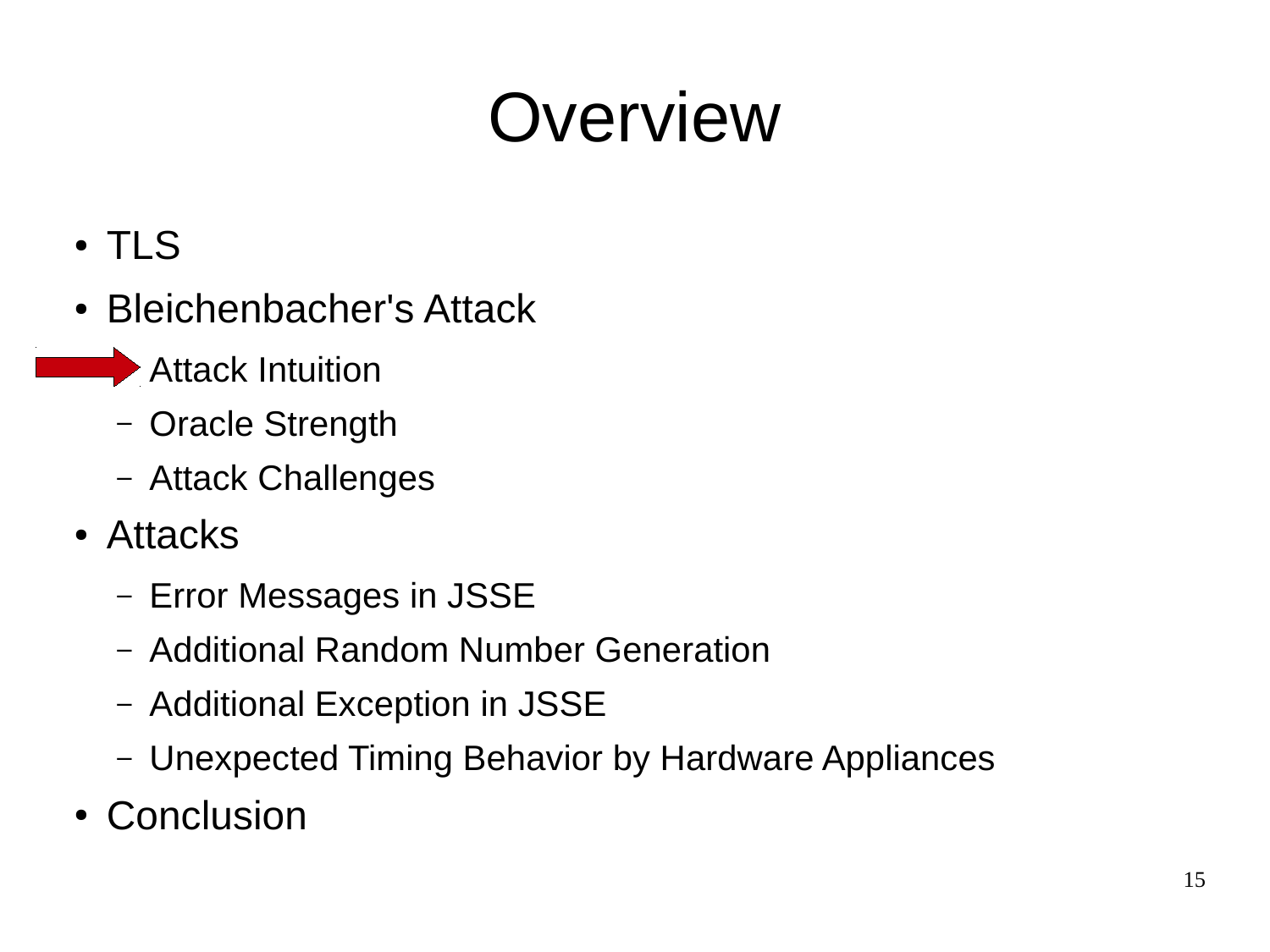# Overview

- TLS
- Bleichenbacher's Attack
  - Attack Intuition
  - Oracle Strength
  - Attack Challenges
- Attacks
  - Error Messages in JSSE
  - Additional Random Number Generation
  - Additional Exception in JSSE
  - Unexpected Timing Behavior by Hardware Appliances
- Conclusion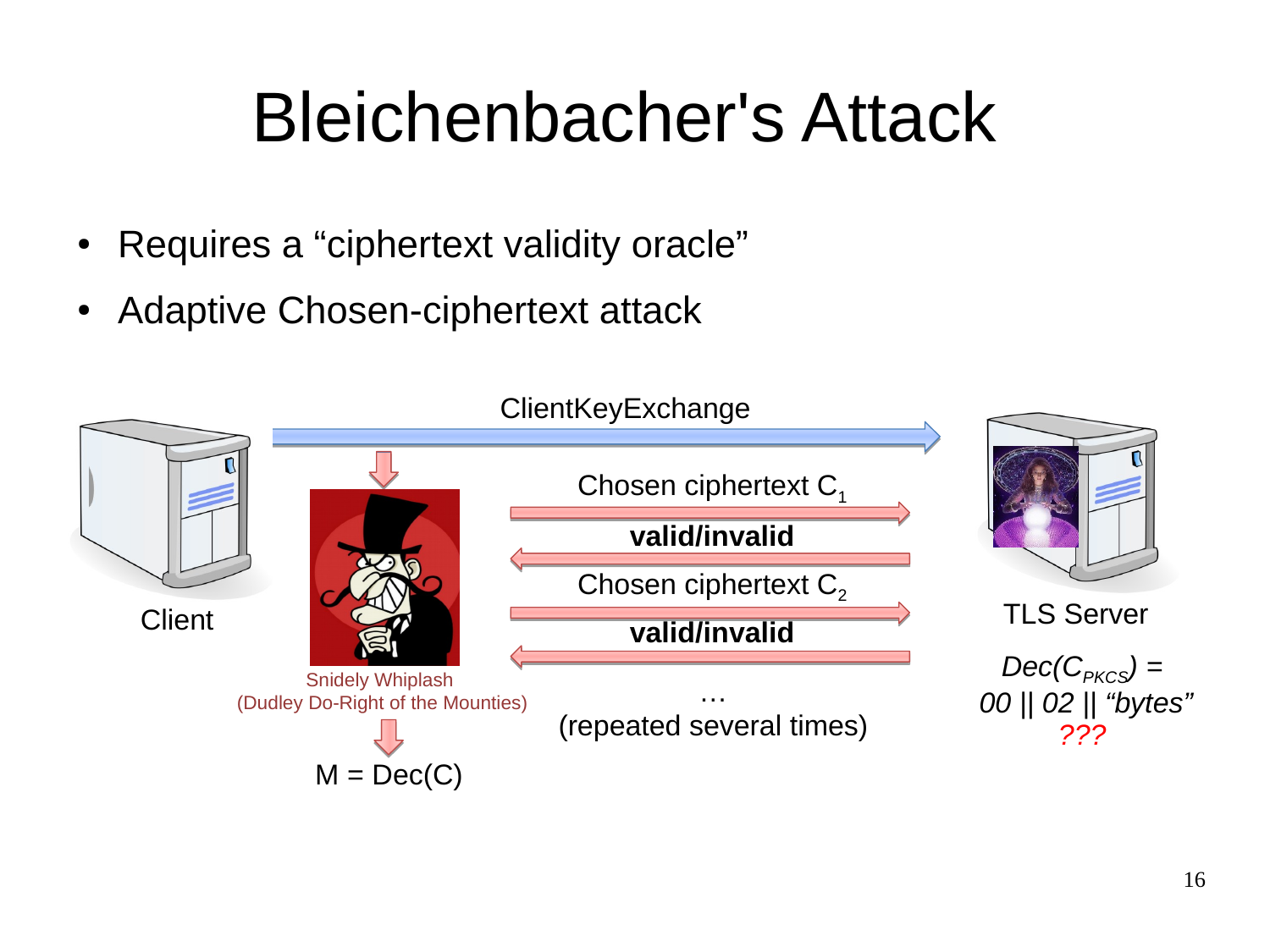# Bleichenbacher's Attack

- Requires a "ciphertext validity oracle"
- Adaptive Chosen-ciphertext attack

ClientKeyExchange

Client

Chosen ciphertext $C_1$

**valid/invalid**

Chosen ciphertext $C_2$

**valid/invalid**

…

(repeated several times)

Snidely Whiplash
(Dudley Do-Right of the Mounties)

$M = Dec(C)$

TLS Server

*$Dec(C_{PKCS})$ =*
*00 || 02 || "bytes"*
*???*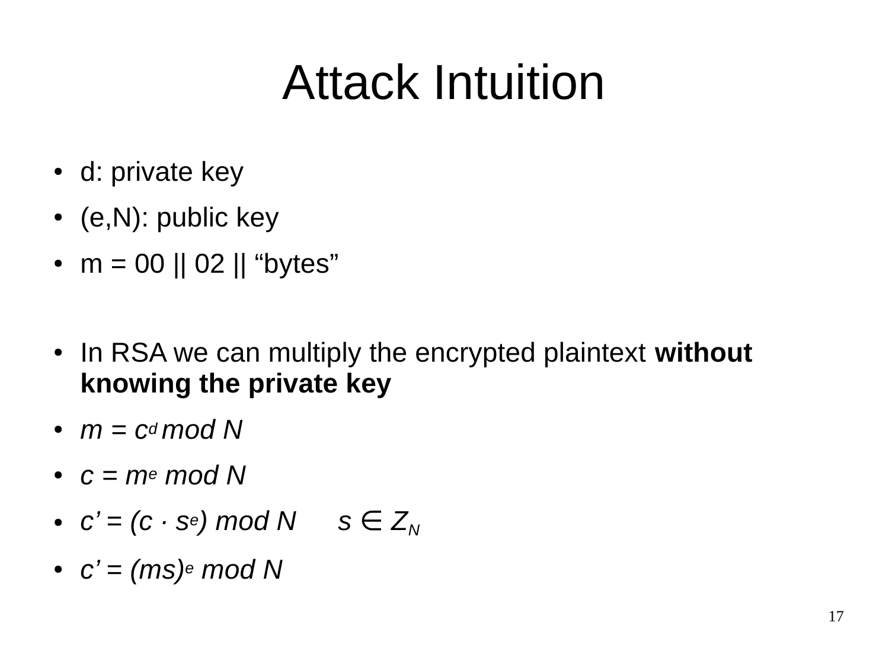# Attack Intuition

- d: private key
- (e,N): public key
- m = 00 || 02 || "bytes"

- In RSA we can multiply the encrypted plaintext **without knowing the private key**
- $m = c^d \bmod N$
- $c = m^e \bmod N$
- $c' = (c \cdot s^e) \bmod N \quad s \in Z_N$
- $c' = (ms)^e \bmod N$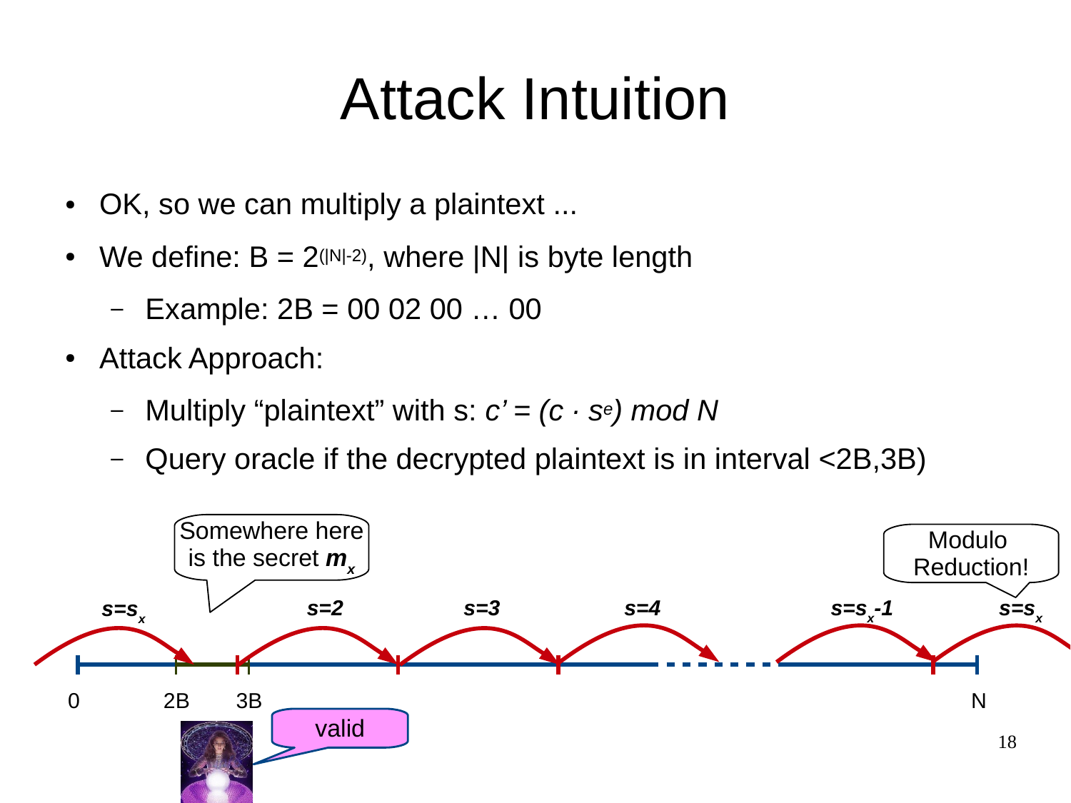# Attack Intuition

- OK, so we can multiply a plaintext ...
- We define: $B = 2^{(|N|-2)}$, where |N| is byte length
  - Example: 2B = 00 02 00 … 00
- Attack Approach:
  - Multiply “plaintext” with s: $c' = (c \cdot s^e) \bmod N$
  - Query oracle if the decrypted plaintext is in interval <2B,3B)

Somewhere here is the secret $m_x$

Modulo Reduction!

$s=s_x$ $s=2$ $s=3$ $s=4$ $s=s_x-1$ $s=s_x$

0 2B 3B N

valid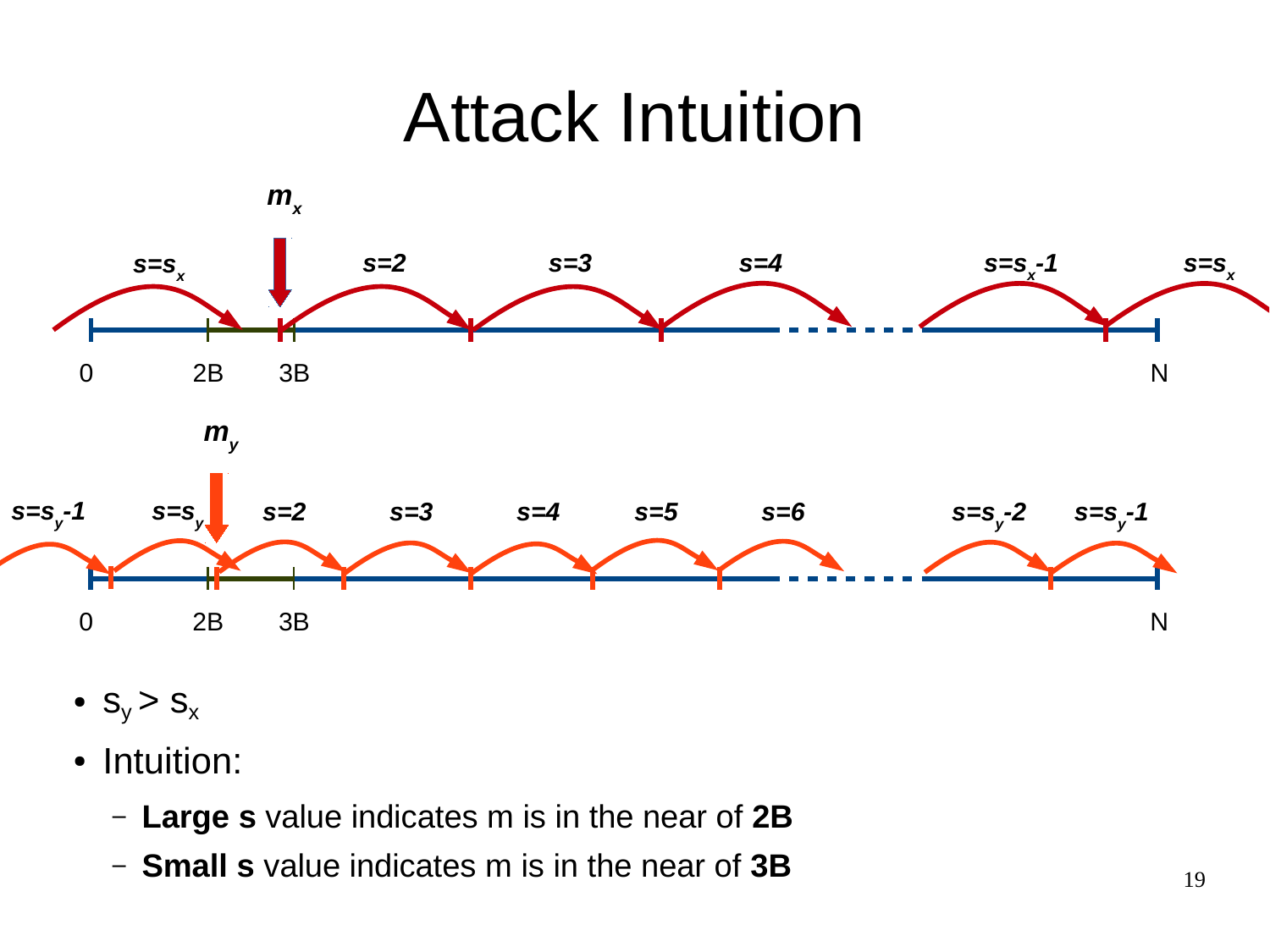# Attack Intuition

- $s_y > s_x$
- Intuition:
  - **Large s** value indicates m is in the near of **2B**
  - **Small s** value indicates m is in the near of **3B**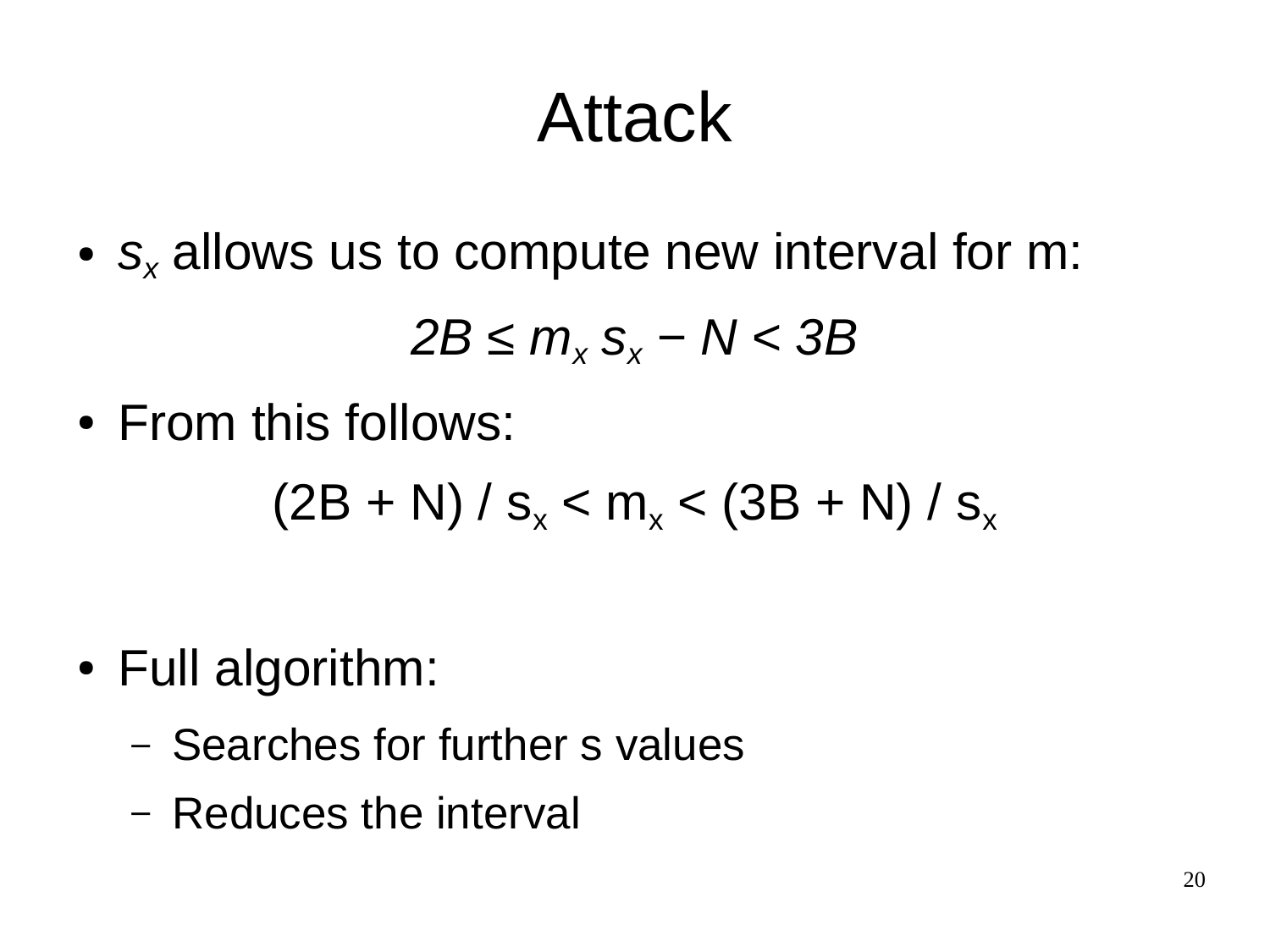# Attack

- $s_x$ allows us to compute new interval for m:

$$2B \leq m_x s_x - N < 3B$$

- From this follows:

$$(2B + N) / s_x < m_x < (3B + N) / s_x$$

- Full algorithm:
  - Searches for further s values
  - Reduces the interval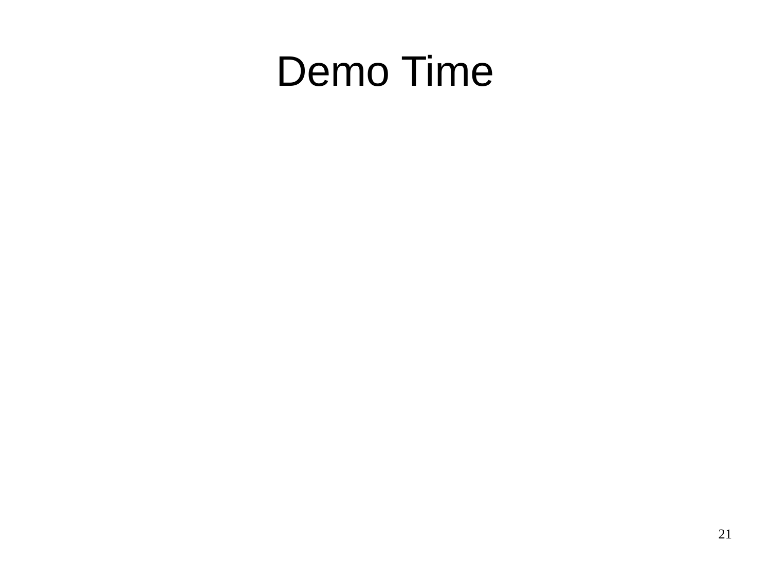# Demo Time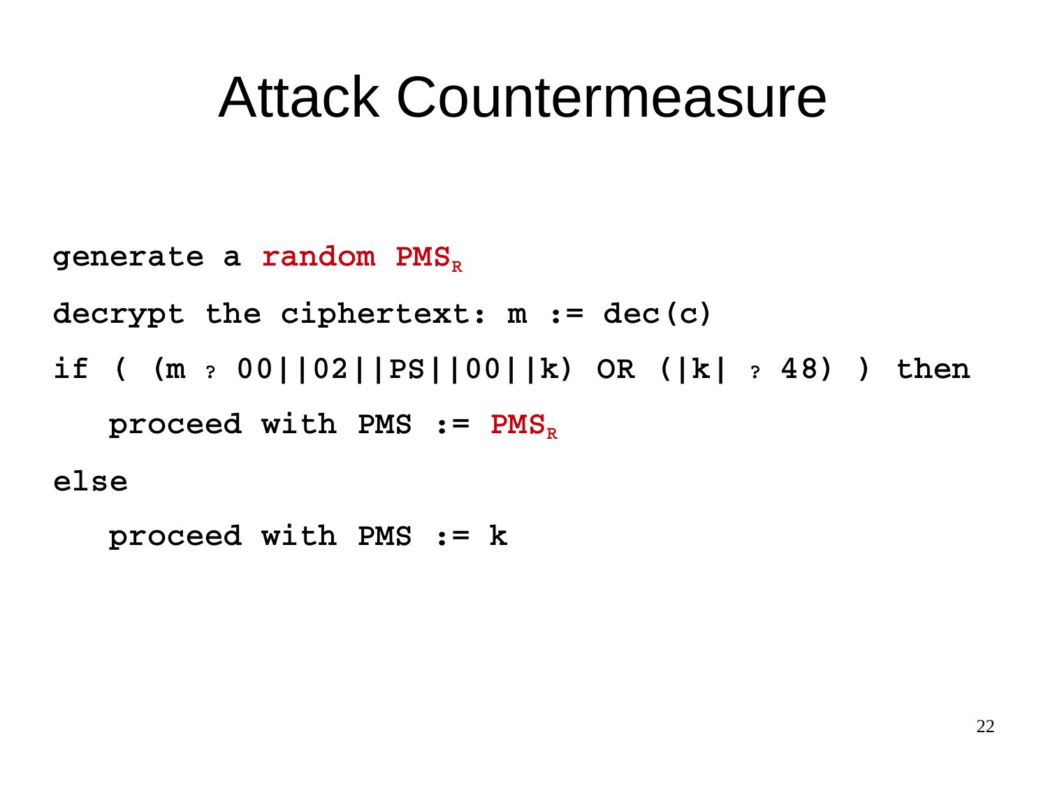# Attack Countermeasure

```
generate a random PMS_R
decrypt the ciphertext: m := dec(c)
if ( (m ? 00||02||PS||00||k) OR (|k| ? 48) ) then
   proceed with PMS := PMS_R
else
   proceed with PMS := k
```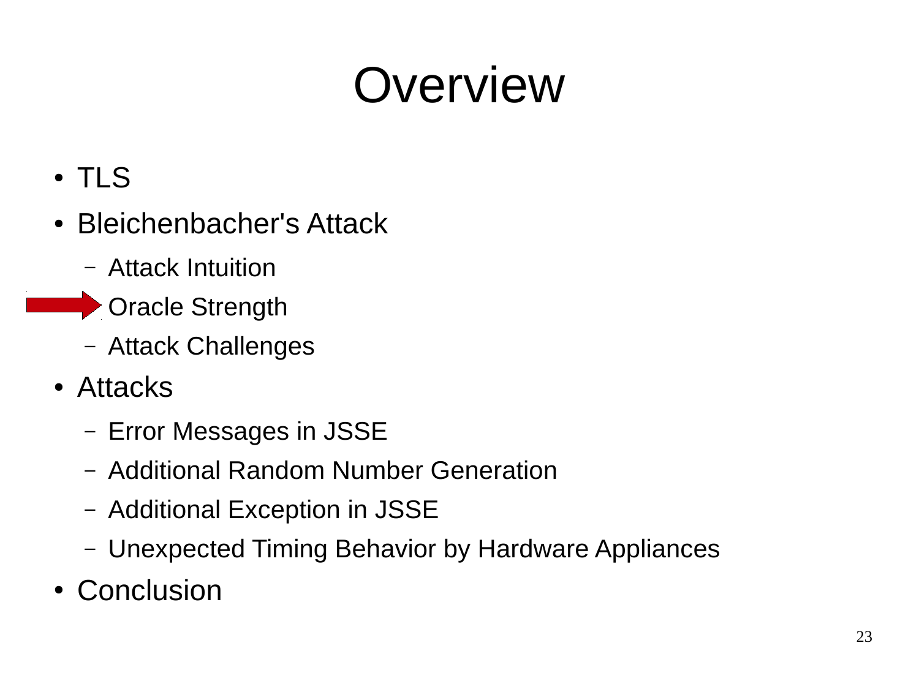# Overview

- TLS
- Bleichenbacher's Attack
  - Attack Intuition
  - Oracle Strength
  - Attack Challenges
- Attacks
  - Error Messages in JSSE
  - Additional Random Number Generation
  - Additional Exception in JSSE
  - Unexpected Timing Behavior by Hardware Appliances
- Conclusion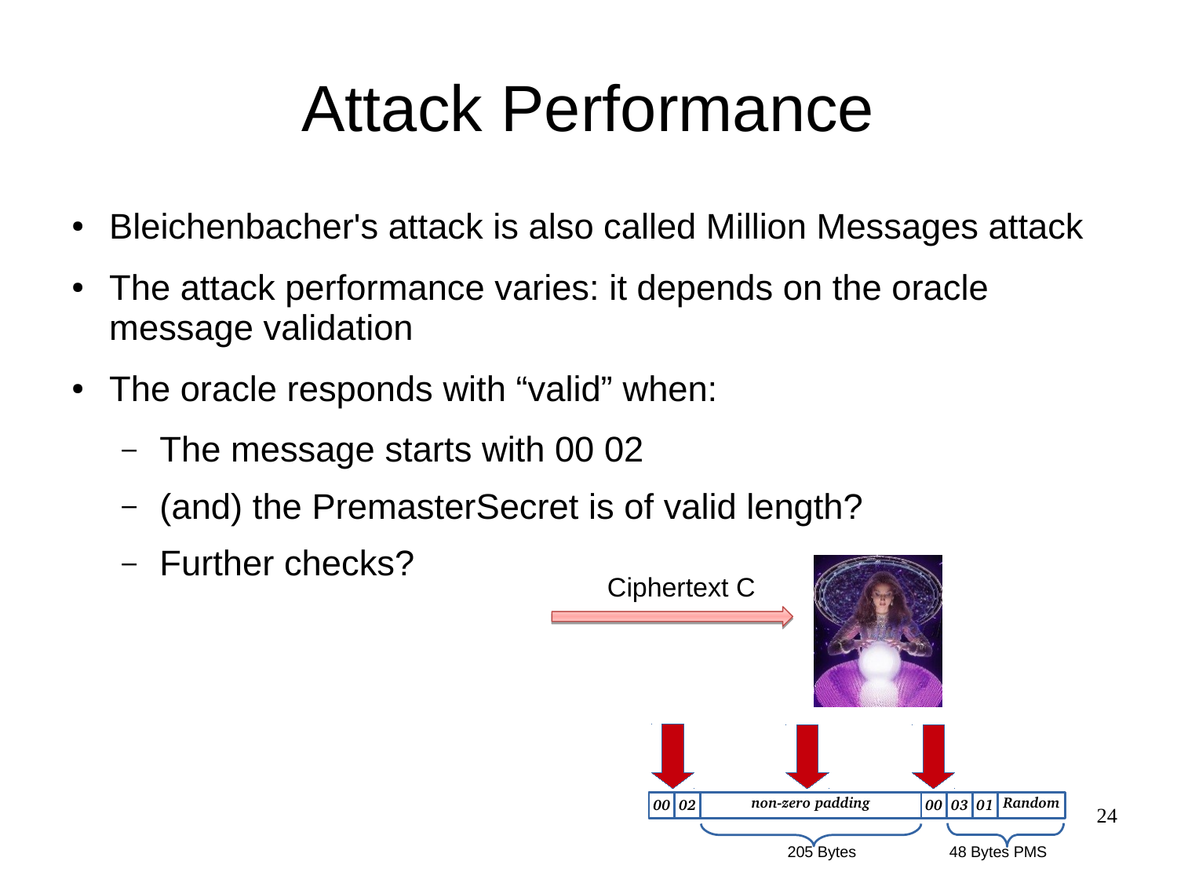# Attack Performance

- Bleichenbacher's attack is also called Million Messages attack
- The attack performance varies: it depends on the oracle message validation
- The oracle responds with “valid” when:
  - The message starts with 00 02
  - (and) the PremasterSecret is of valid length?
  - Further checks?

Ciphertext C

| 00 | 02 | non-zero padding | 00 | 03 | 01 | Random |
|---|---|---|---|---|---|---|

205 Bytes — 48 Bytes PMS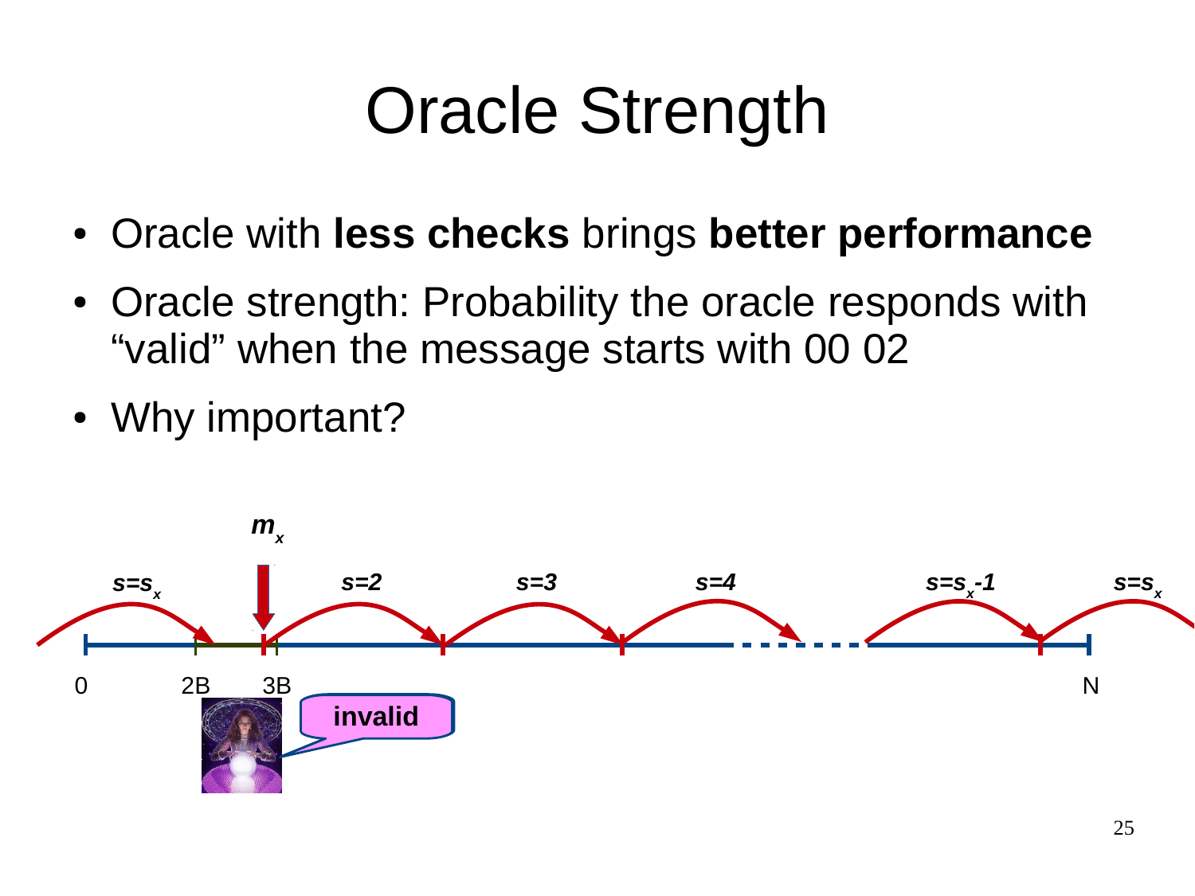# Oracle Strength

- Oracle with **less checks** brings **better performance**
- Oracle strength: Probability the oracle responds with "valid" when the message starts with 00 02
- Why important?

$m_x$

$s=s_x$ &nbsp; $s=2$ &nbsp; $s=3$ &nbsp; $s=4$ &nbsp; $s=s_x-1$ &nbsp; $s=s_x$

0 &nbsp; 2B &nbsp; 3B &nbsp; N

**invalid**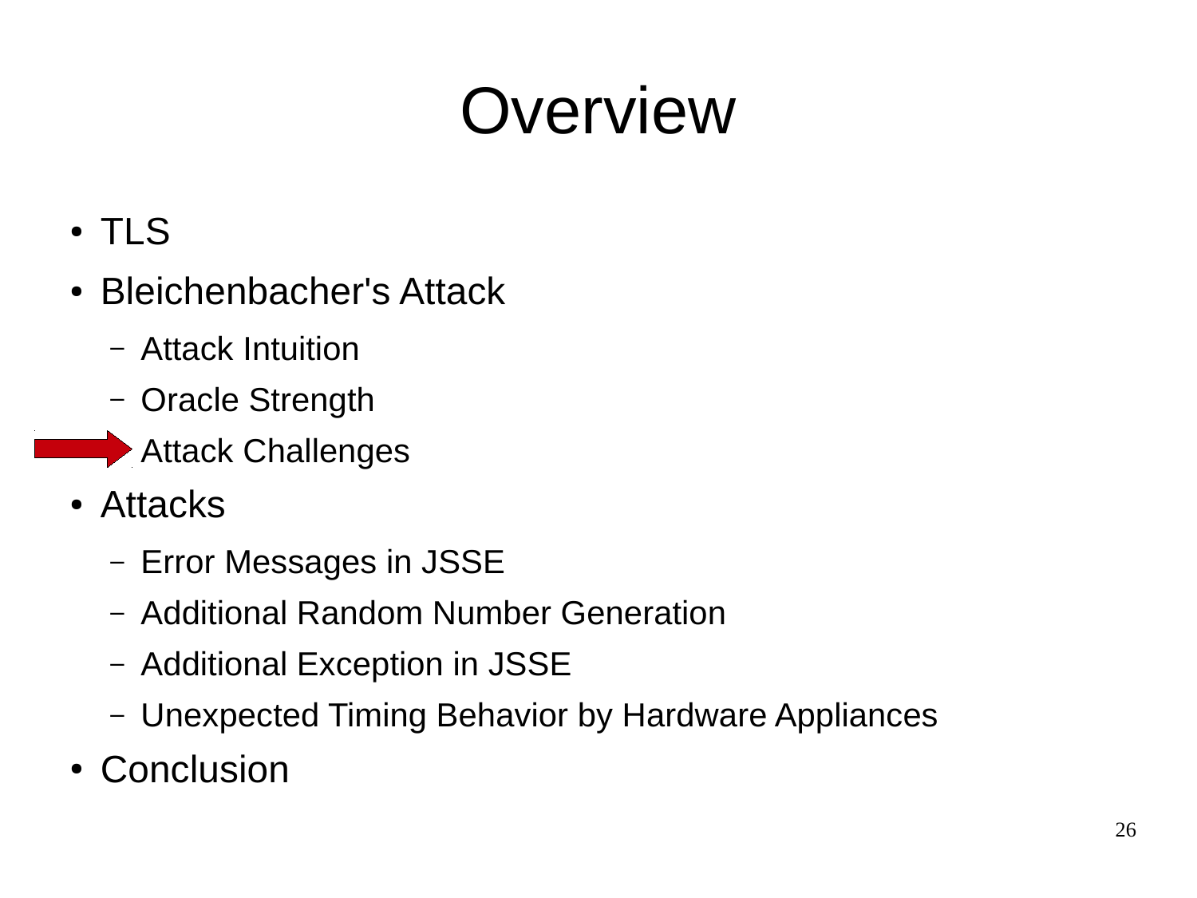# Overview

- TLS
- Bleichenbacher's Attack
  - Attack Intuition
  - Oracle Strength
  - Attack Challenges
- Attacks
  - Error Messages in JSSE
  - Additional Random Number Generation
  - Additional Exception in JSSE
  - Unexpected Timing Behavior by Hardware Appliances
- Conclusion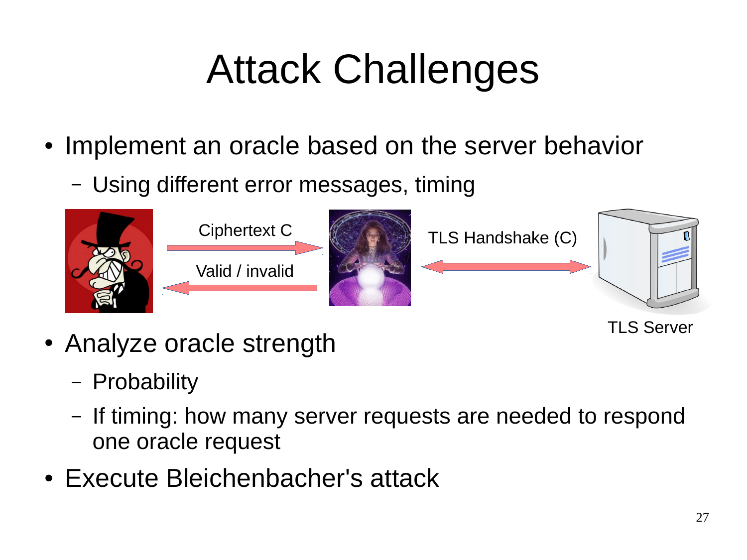# Attack Challenges

- Implement an oracle based on the server behavior
  - Using different error messages, timing

Ciphertext C

Valid / invalid

TLS Handshake (C)

TLS Server

- Analyze oracle strength
  - Probability
  - If timing: how many server requests are needed to respond one oracle request
- Execute Bleichenbacher's attack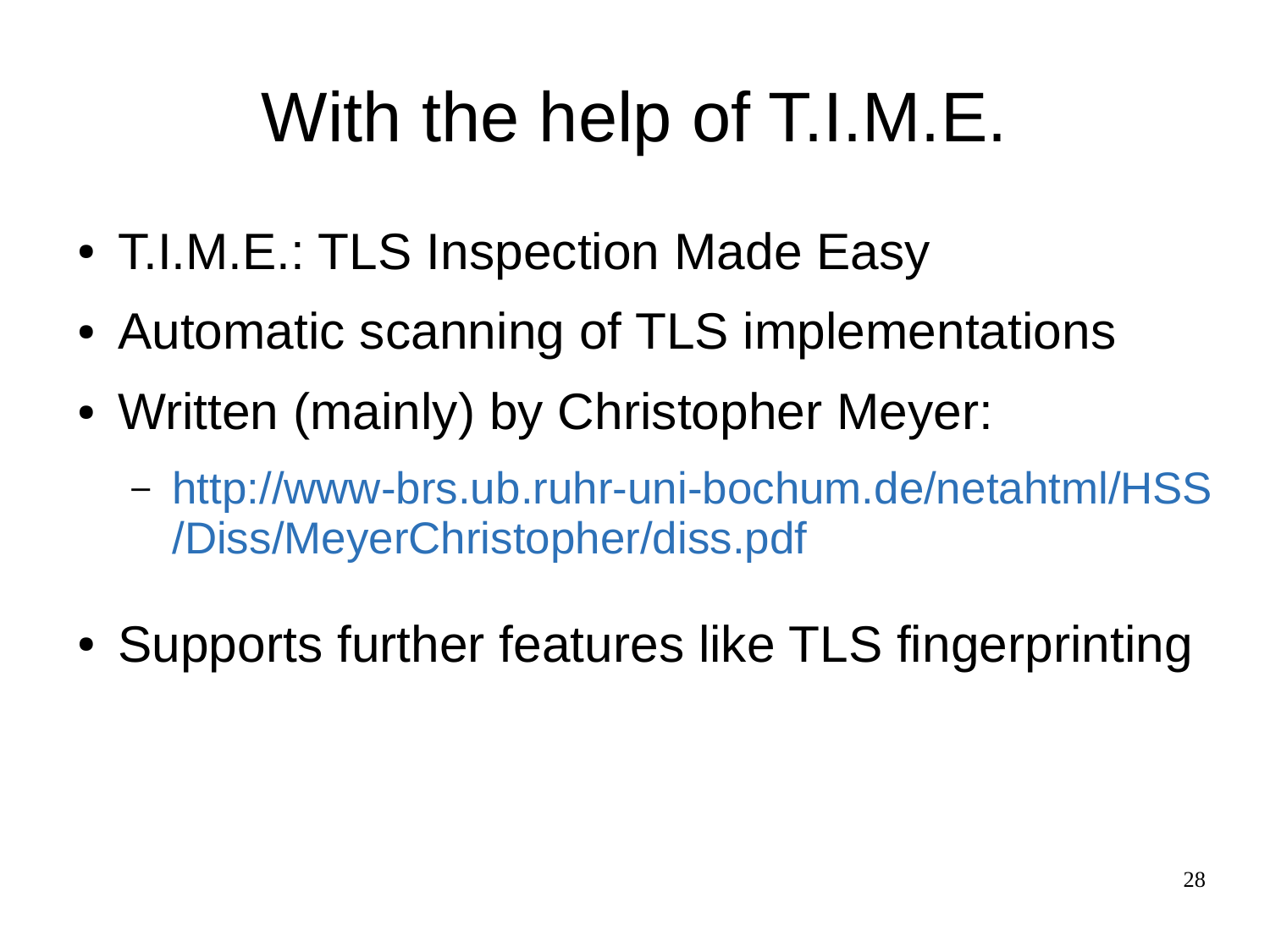# With the help of T.I.M.E.

- T.I.M.E.: TLS Inspection Made Easy
- Automatic scanning of TLS implementations
- Written (mainly) by Christopher Meyer:
  - http://www-brs.ub.ruhr-uni-bochum.de/netahtml/HSS/Diss/MeyerChristopher/diss.pdf
- Supports further features like TLS fingerprinting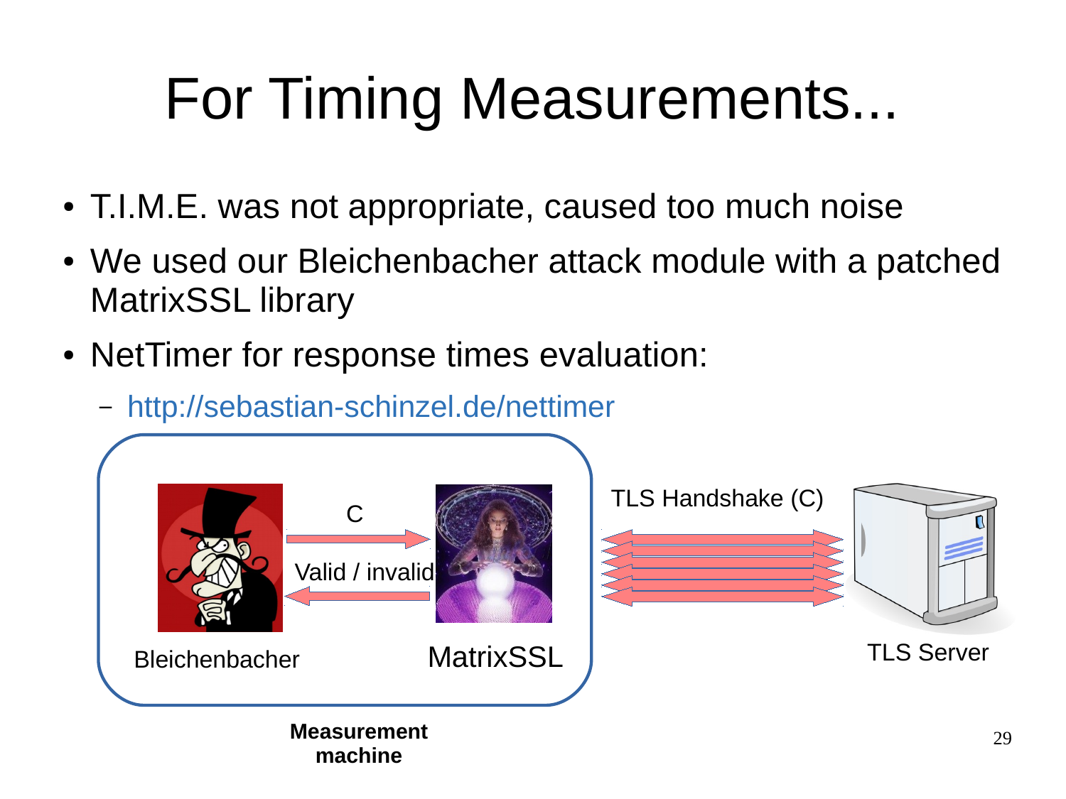# For Timing Measurements...

- T.I.M.E. was not appropriate, caused too much noise
- We used our Bleichenbacher attack module with a patched MatrixSSL library
- NetTimer for response times evaluation:
  - http://sebastian-schinzel.de/nettimer

C

Valid / invalid

TLS Handshake (C)

Bleichenbacher

MatrixSSL

TLS Server

**Measurement machine**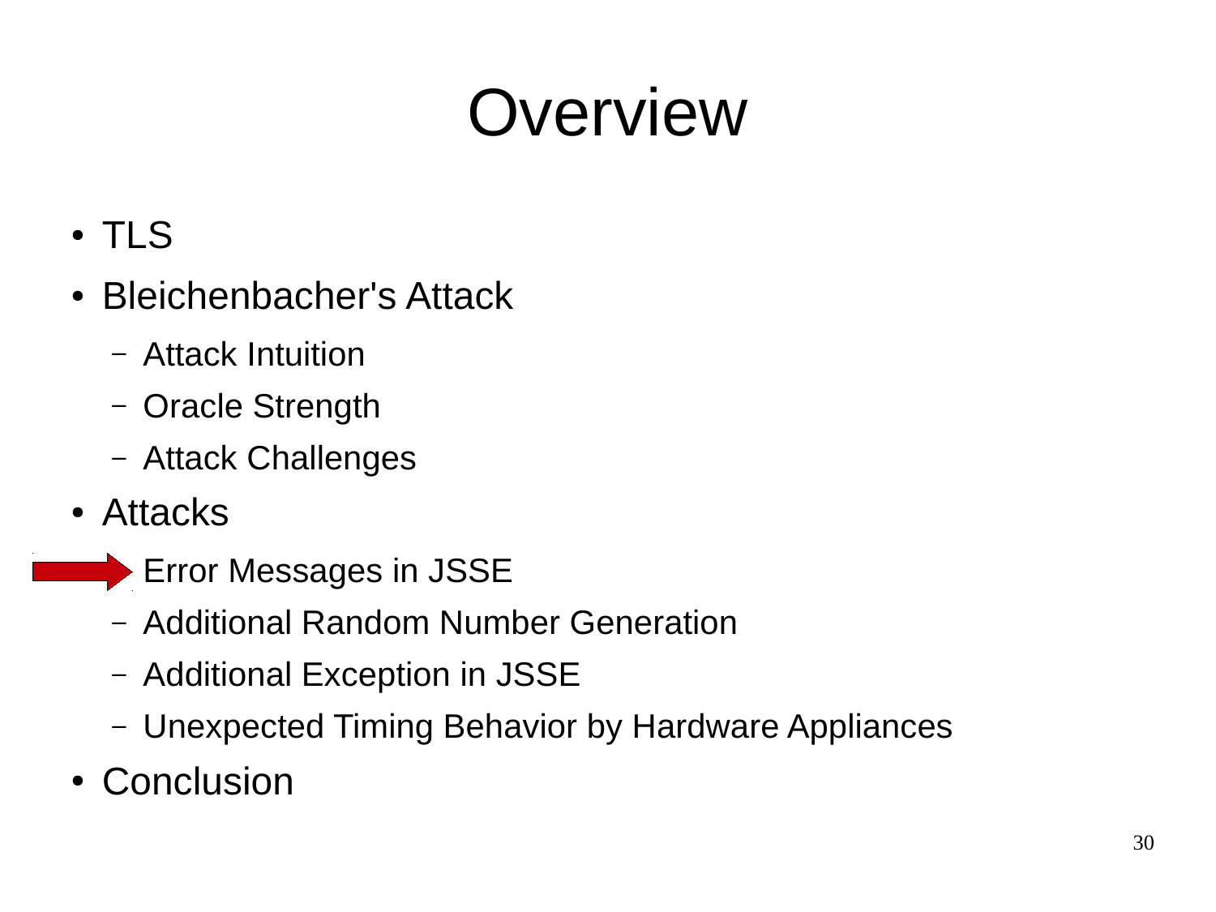# Overview

- TLS
- Bleichenbacher's Attack
  - Attack Intuition
  - Oracle Strength
  - Attack Challenges
- Attacks
  - Error Messages in JSSE
  - Additional Random Number Generation
  - Additional Exception in JSSE
  - Unexpected Timing Behavior by Hardware Appliances
- Conclusion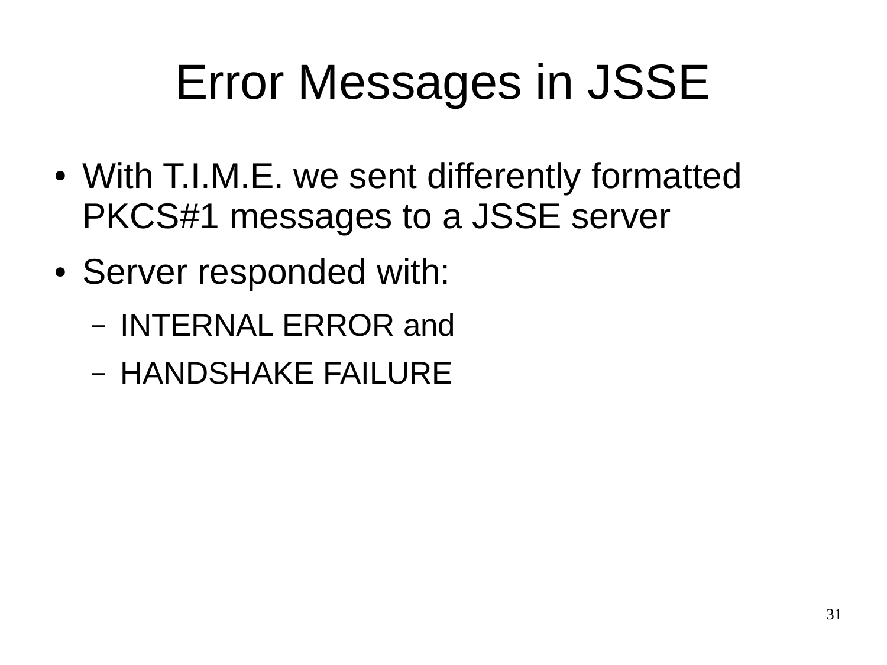# Error Messages in JSSE

- With T.I.M.E. we sent differently formatted PKCS#1 messages to a JSSE server
- Server responded with:
  - INTERNAL ERROR and
  - HANDSHAKE FAILURE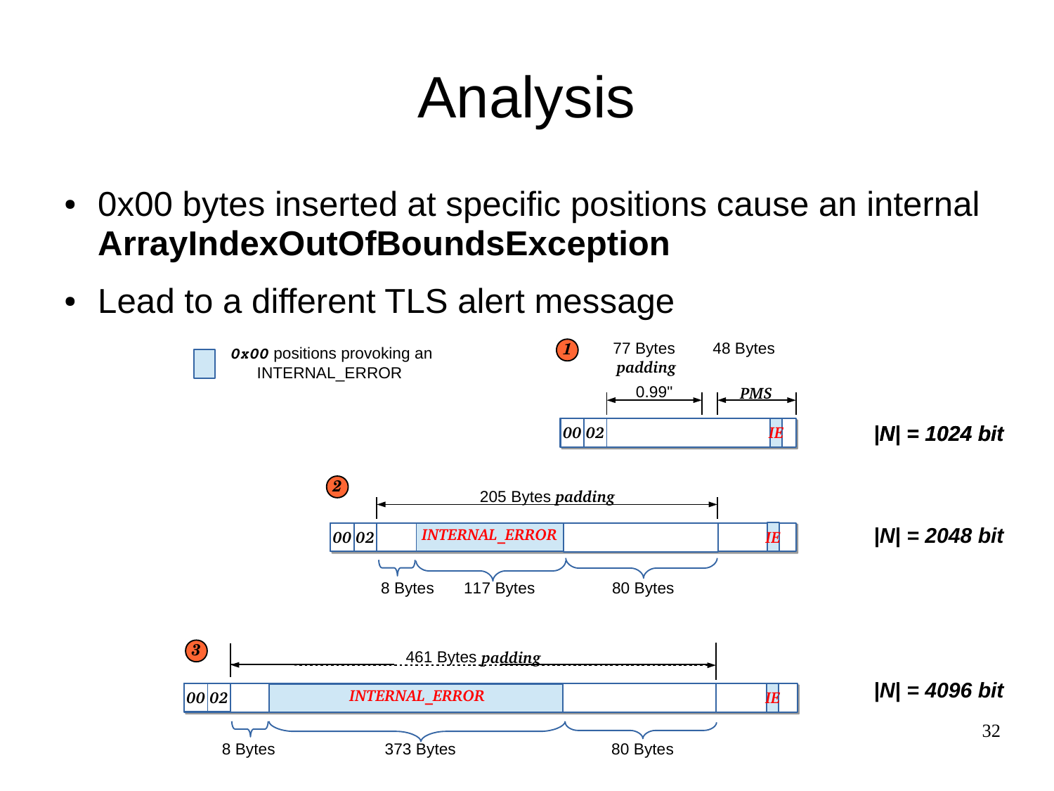# Analysis

- 0x00 bytes inserted at specific positions cause an internal **ArrayIndexOutOfBoundsException**
- Lead to a different TLS alert message

0x00 positions provoking an INTERNAL_ERROR

**1** — 77 Bytes *padding* 0.99" — 48 Bytes *PMS*

00 | 02 | | IE | — **|N| = 1024 bit**

**2** — 205 Bytes *padding*

00 | 02 | | INTERNAL_ERROR | | IE | — **|N| = 2048 bit**

8 Bytes — 117 Bytes — 80 Bytes

**3** — 461 Bytes *padding*

00 | 02 | | INTERNAL_ERROR | | IE | — **|N| = 4096 bit**

8 Bytes — 373 Bytes — 80 Bytes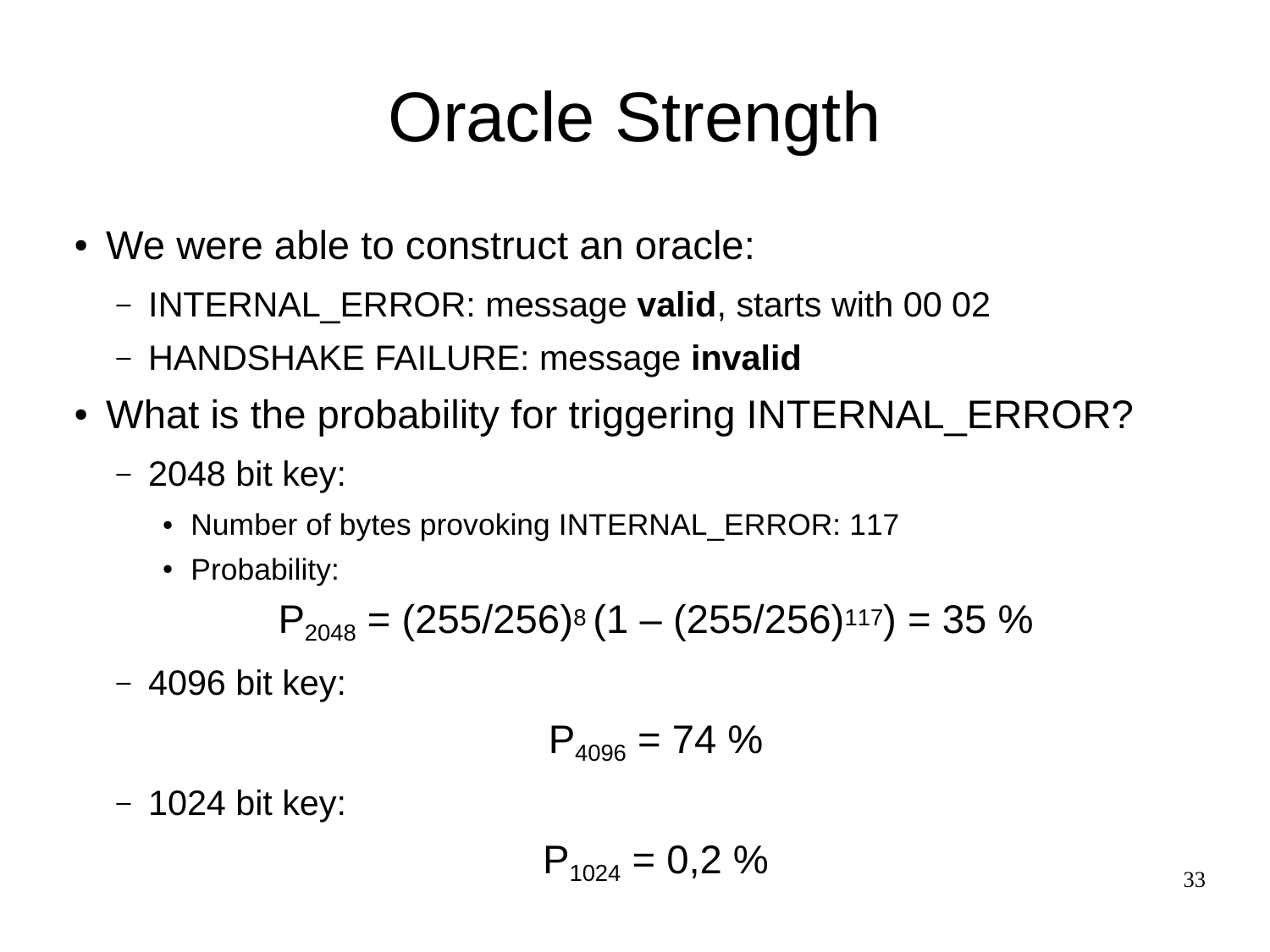# Oracle Strength

- We were able to construct an oracle:
  - INTERNAL_ERROR: message **valid**, starts with 00 02
  - HANDSHAKE FAILURE: message **invalid**
- What is the probability for triggering INTERNAL_ERROR?
  - 2048 bit key:
    - Number of bytes provoking INTERNAL_ERROR: 117
    - Probability:

$$P_{2048} = (255/256)^{8} \, (1 - (255/256)^{117}) = 35\ \%$$

  - 4096 bit key:

$$P_{4096} = 74\ \%$$

  - 1024 bit key:

$$P_{1024} = 0{,}2\ \%$$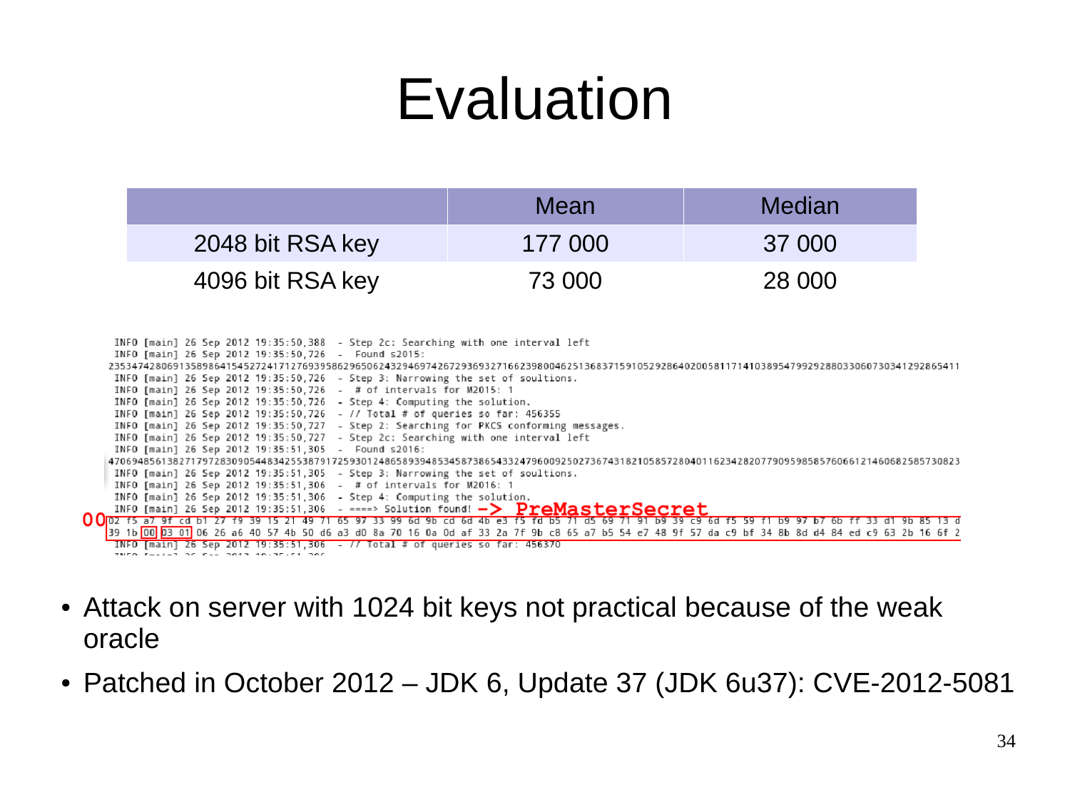# Evaluation

| | Mean | Median |
| --- | --- | --- |
| 2048 bit RSA key | 177 000 | 37 000 |
| 4096 bit RSA key | 73 000 | 28 000 |

```
INFO [main] 26 Sep 2012 19:35:50,388  - Step 2c: Searching with one interval left
INFO [main] 26 Sep 2012 19:35:50,726  -  Found s2015:
23534742806913589864154527241712769395862965062432946974267293693271662398004625136837159105292864020058117141038954799292880330607303412928654 11
INFO [main] 26 Sep 2012 19:35:50,726  - Step 3: Narrowing the set of soultions.
INFO [main] 26 Sep 2012 19:35:50,726  -  # of intervals for M2015: 1
INFO [main] 26 Sep 2012 19:35:50,726  - Step 4: Computing the solution.
INFO [main] 26 Sep 2012 19:35:50,726  - // Total # of queries so far: 456355
INFO [main] 26 Sep 2012 19:35:50,727  - Step 2: Searching for PKCS conforming messages.
INFO [main] 26 Sep 2012 19:35:50,727  - Step 2c: Searching with one interval left
INFO [main] 26 Sep 2012 19:35:51,305  -  Found s2016:
47069485613827179728309054483425538791725930124865893948534587386543324796009250273674318210585728040116234282077909598585760661214606825857308 23
INFO [main] 26 Sep 2012 19:35:51,305  - Step 3: Narrowing the set of soultions.
INFO [main] 26 Sep 2012 19:35:51,306  -  # of intervals for M2016: 1
INFO [main] 26 Sep 2012 19:35:51,306  - Step 4: Computing the solution.
INFO [main] 26 Sep 2012 19:35:51,306  - ====> Solution found! -> PreMasterSecret
00 02 f5 a7 9f cd b1 27 f9 39 15 21 49 71 65 97 33 99 6d 9b cd 6d 4b e3 f5 fd b5 71 d5 69 71 91 b9 39 c9 6d f5 59 f1 b9 97 b7 6b ff 33 d1 9b 85 13 d
39 1b 00 03 01 06 26 a6 40 57 4b 50 d6 a3 d0 8a 70 16 0a 0d af 33 2a 7f 9b c8 65 a7 b5 54 e7 48 9f 57 da c9 bf 34 8b 8d d4 84 ed c9 63 2b 16 6f 2
INFO [main] 26 Sep 2012 19:35:51,306  - // Total # of queries so far: 456370
```

- Attack on server with 1024 bit keys not practical because of the weak oracle
- Patched in October 2012 – JDK 6, Update 37 (JDK 6u37): CVE-2012-5081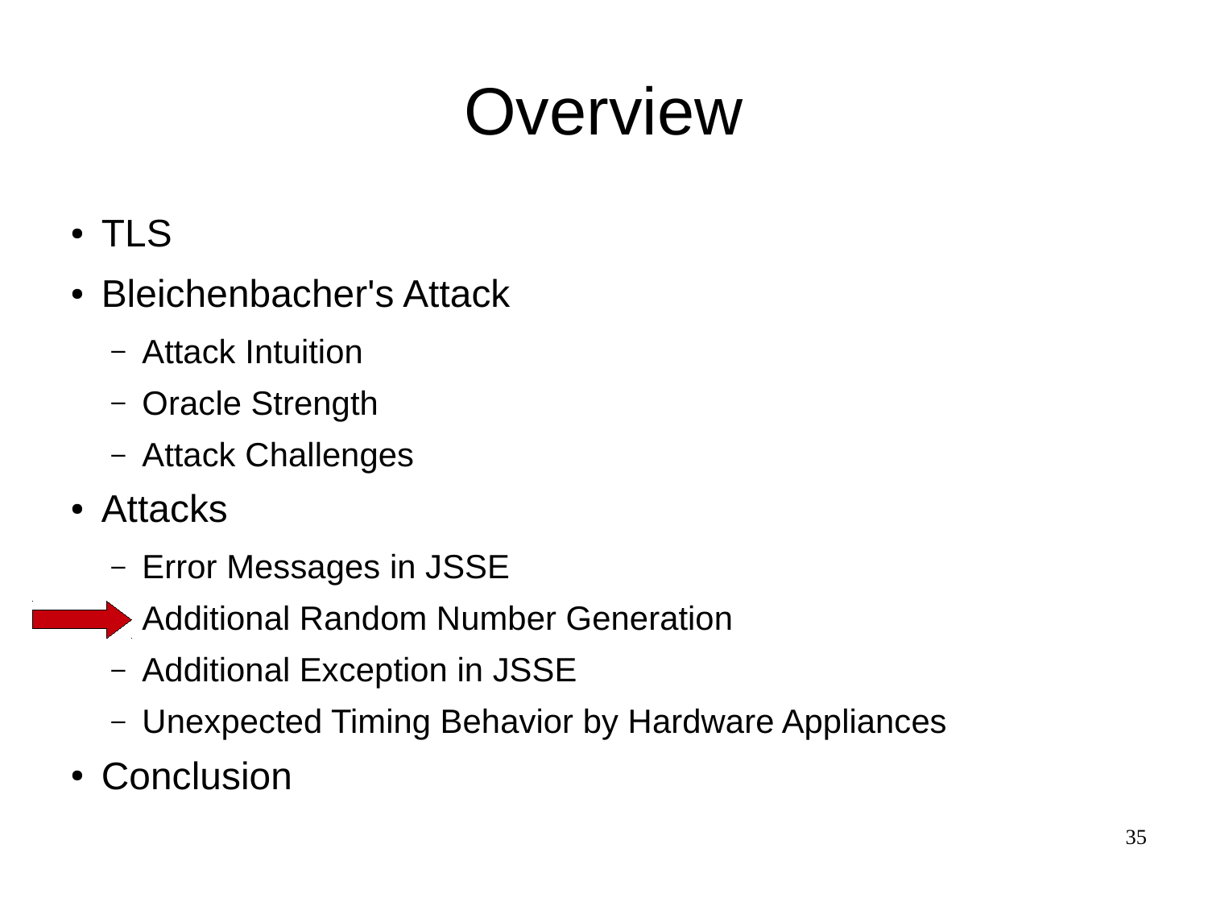# Overview

- TLS
- Bleichenbacher's Attack
  - Attack Intuition
  - Oracle Strength
  - Attack Challenges
- Attacks
  - Error Messages in JSSE
  - Additional Random Number Generation
  - Additional Exception in JSSE
  - Unexpected Timing Behavior by Hardware Appliances
- Conclusion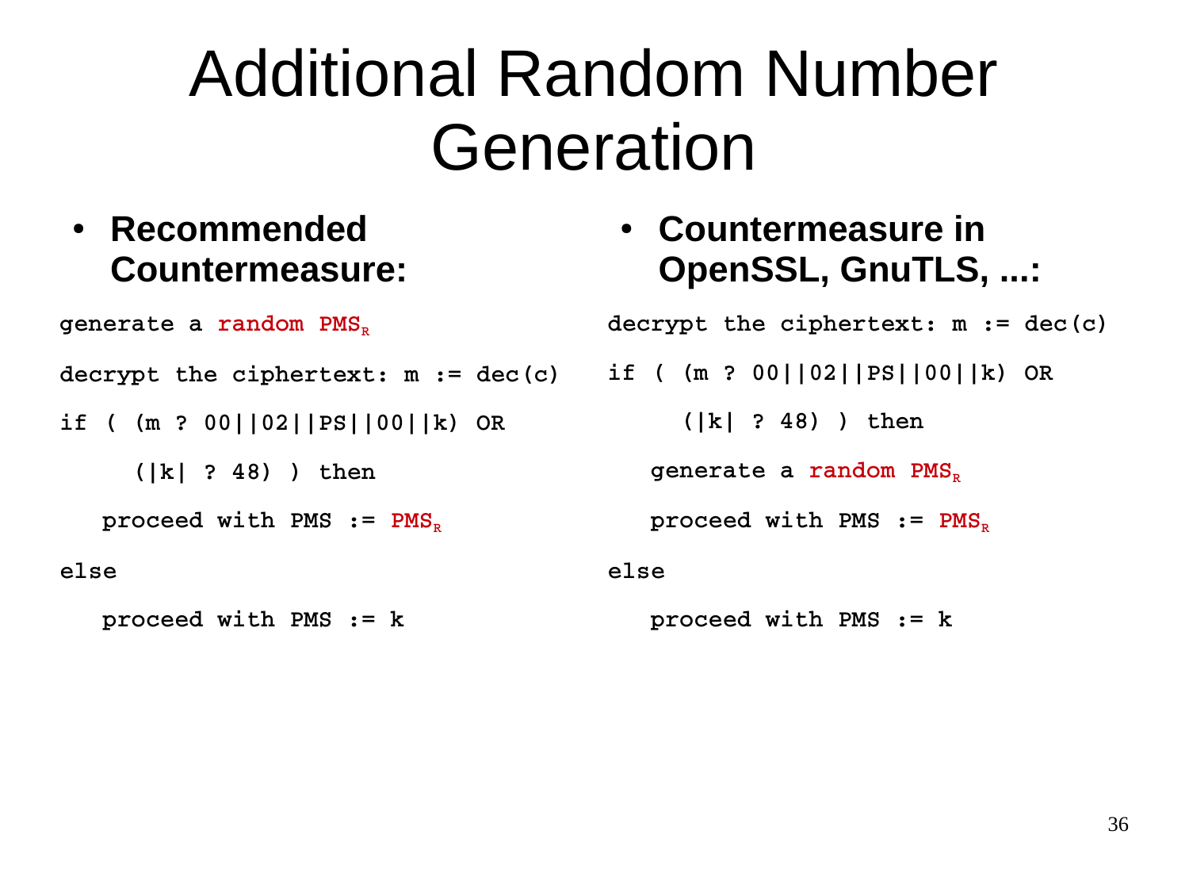# Additional Random Number Generation

- **Recommended Countermeasure:**

```
generate a random PMS_R
decrypt the ciphertext: m := dec(c)
if ( (m ? 00||02||PS||00||k) OR
     (|k| ? 48) ) then
   proceed with PMS := PMS_R
else
   proceed with PMS := k
```

- **Countermeasure in OpenSSL, GnuTLS, ...:**

```
decrypt the ciphertext: m := dec(c)
if ( (m ? 00||02||PS||00||k) OR
     (|k| ? 48) ) then
   generate a random PMS_R
   proceed with PMS := PMS_R
else
   proceed with PMS := k
```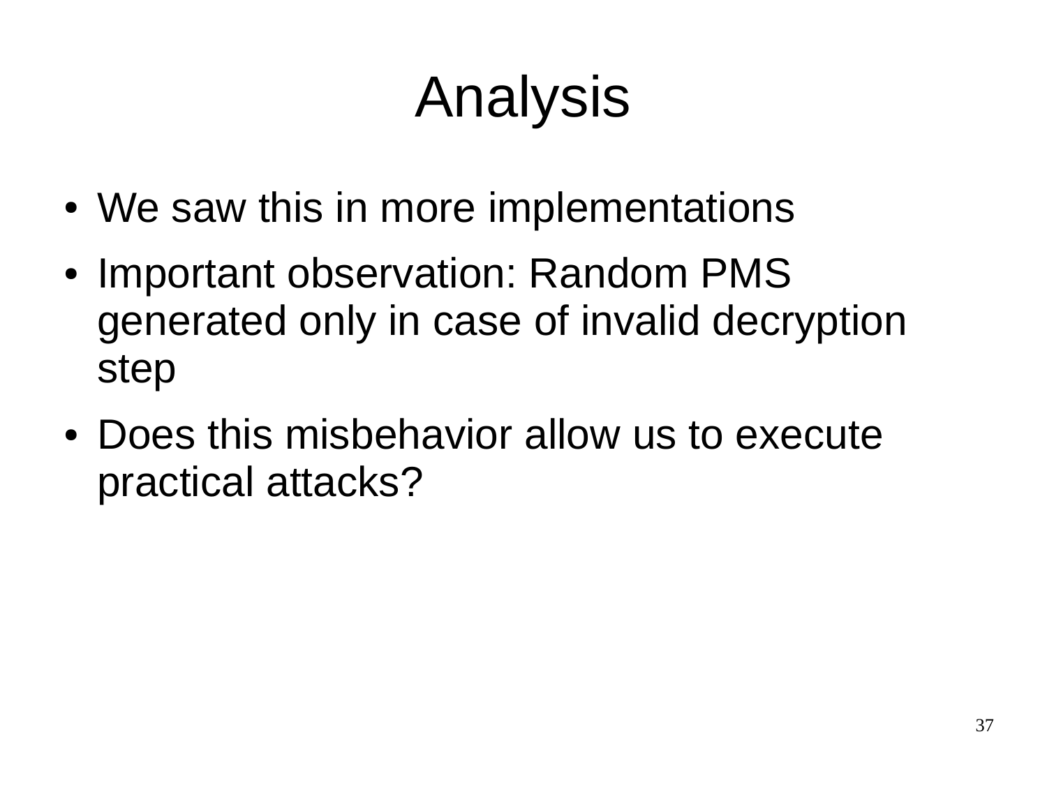# Analysis

- We saw this in more implementations
- Important observation: Random PMS generated only in case of invalid decryption step
- Does this misbehavior allow us to execute practical attacks?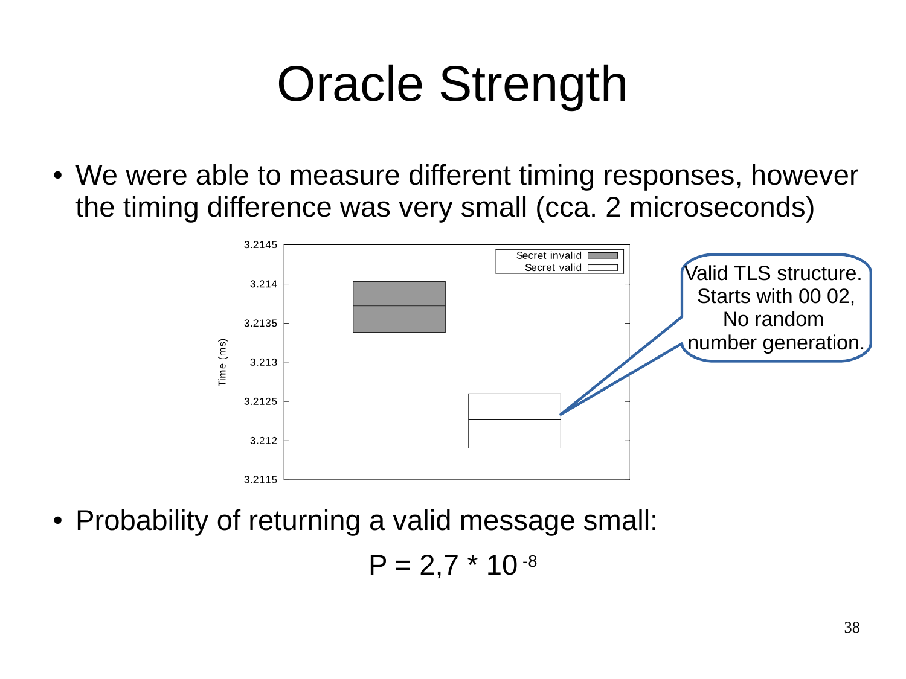# Oracle Strength

- We were able to measure different timing responses, however the timing difference was very small (cca. 2 microseconds)

Valid TLS structure. Starts with 00 02, No random number generation.

- Probability of returning a valid message small:

$$P = 2{,}7 * 10^{-8}$$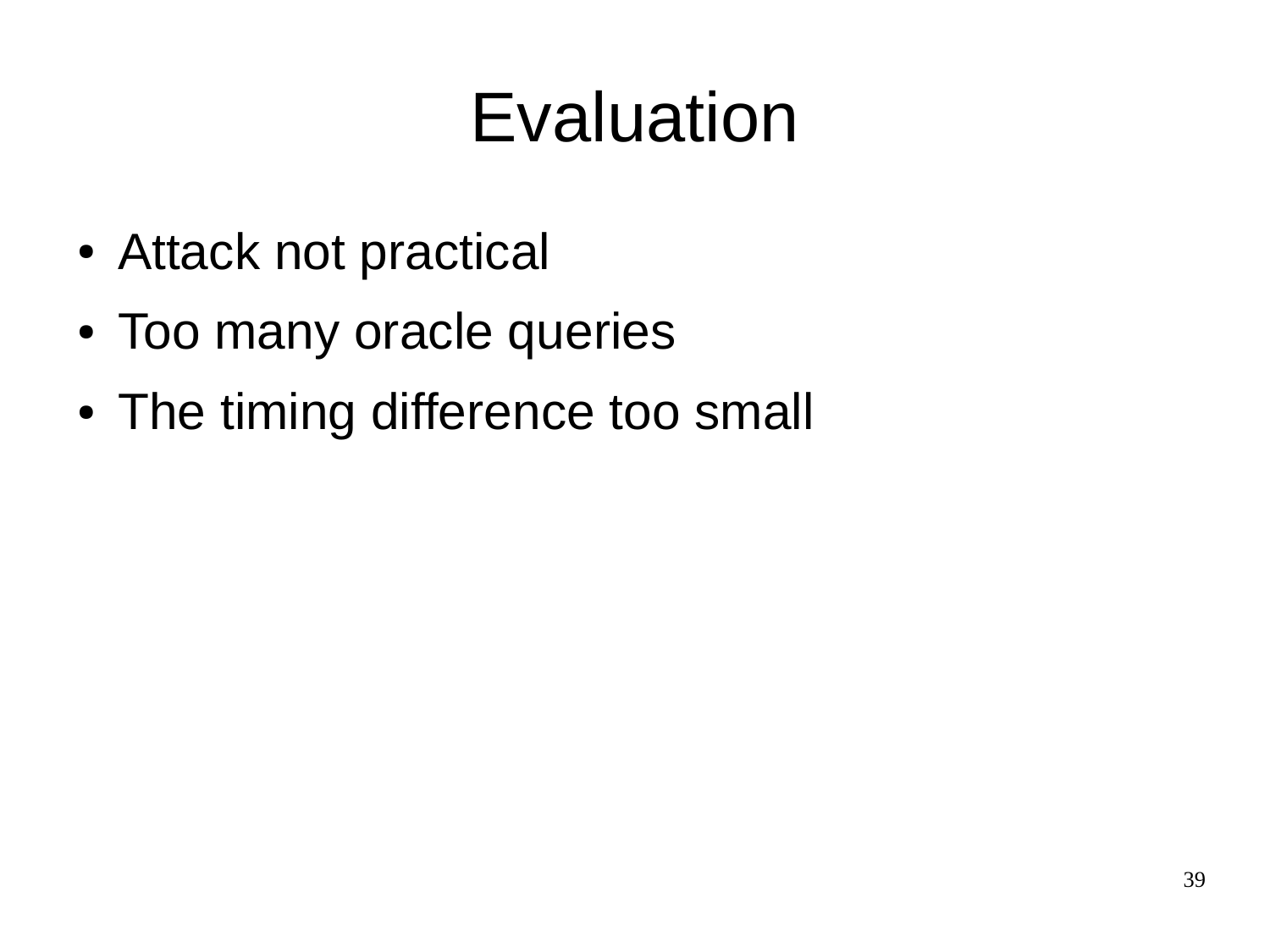# Evaluation

- Attack not practical
- Too many oracle queries
- The timing difference too small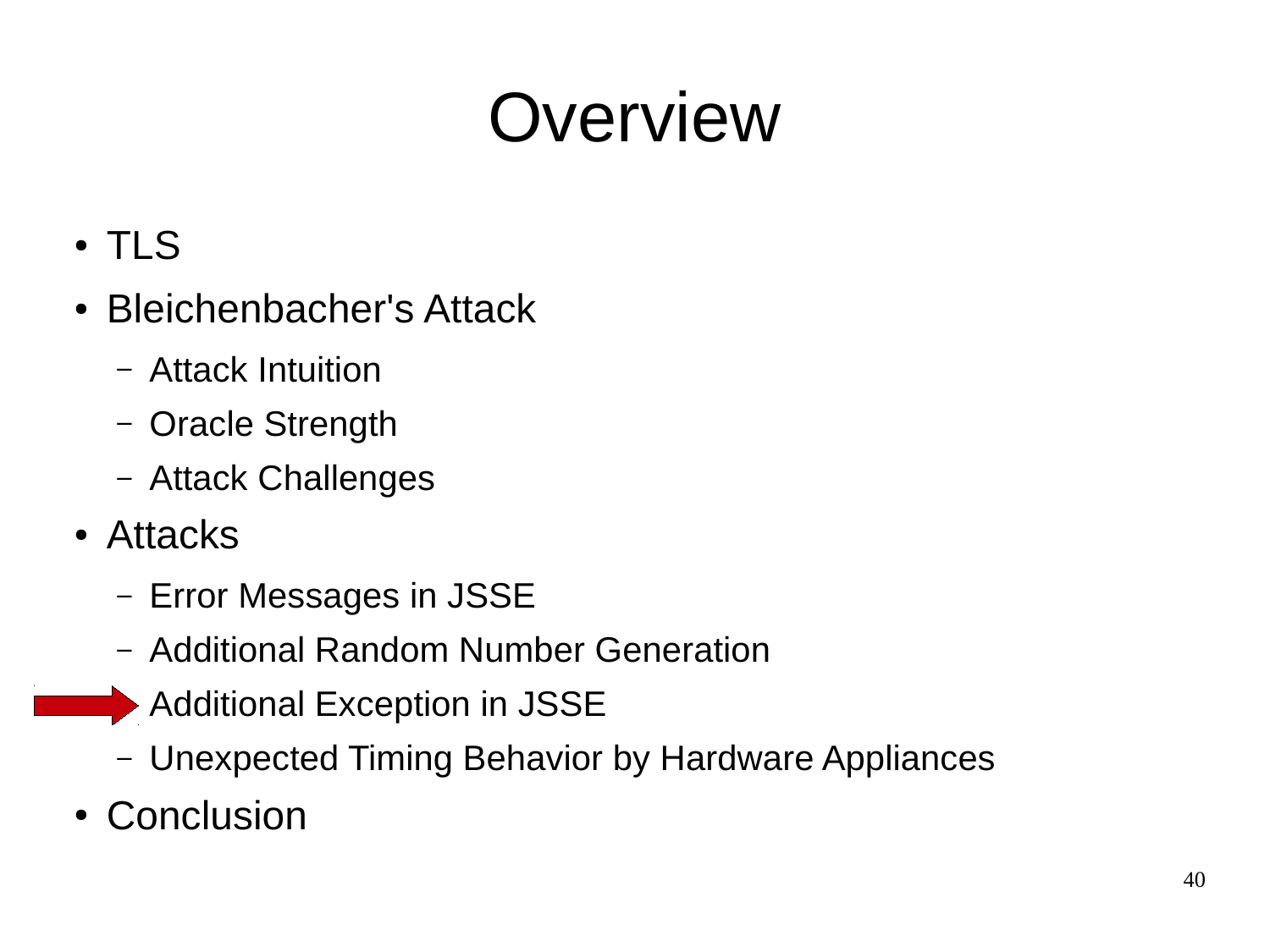# Overview

- TLS
- Bleichenbacher's Attack
  - Attack Intuition
  - Oracle Strength
  - Attack Challenges
- Attacks
  - Error Messages in JSSE
  - Additional Random Number Generation
  - Additional Exception in JSSE
  - Unexpected Timing Behavior by Hardware Appliances
- Conclusion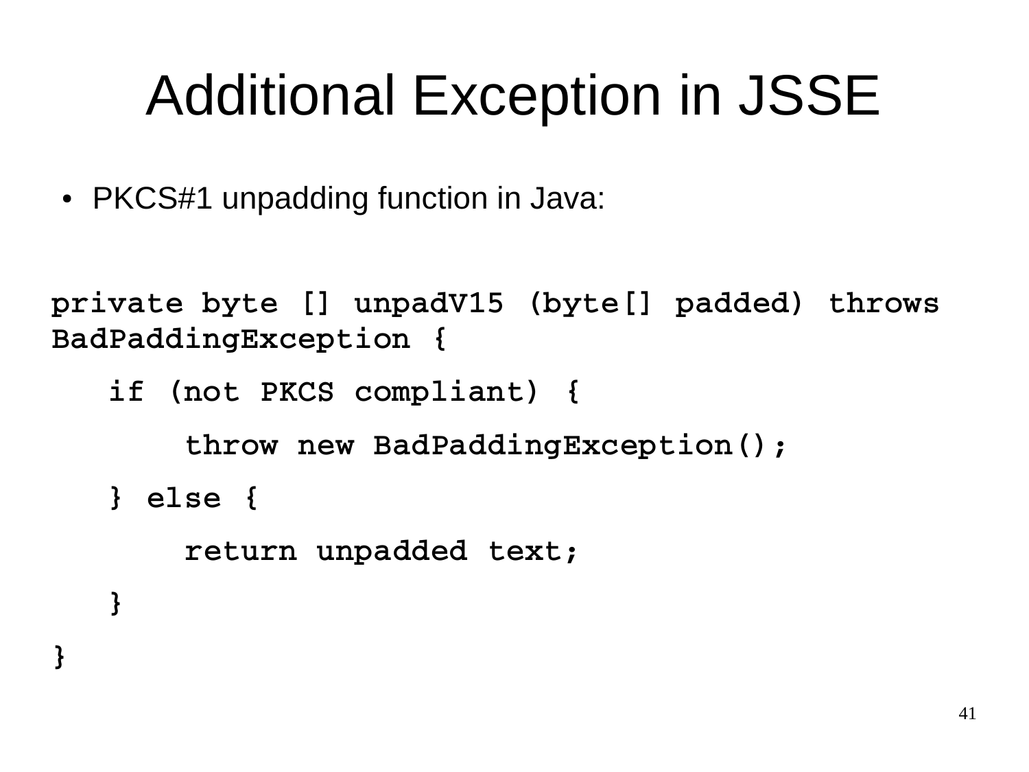# Additional Exception in JSSE

- PKCS#1 unpadding function in Java:

```
private byte [] unpadV15 (byte[] padded) throws
BadPaddingException {
    if (not PKCS compliant) {
        throw new BadPaddingException();
    } else {
        return unpadded text;
    }
}
```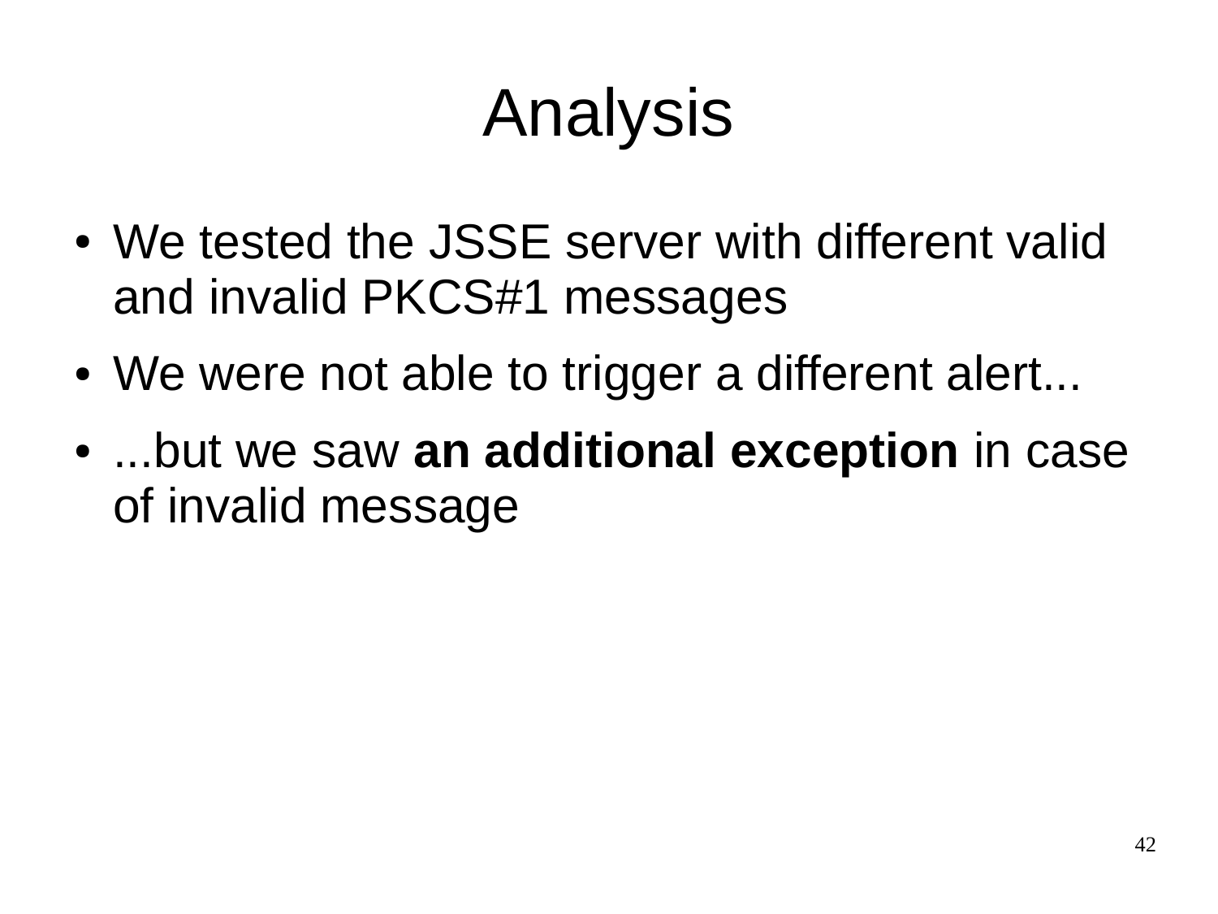# Analysis

- We tested the JSSE server with different valid and invalid PKCS#1 messages
- We were not able to trigger a different alert...
- ...but we saw **an additional exception** in case of invalid message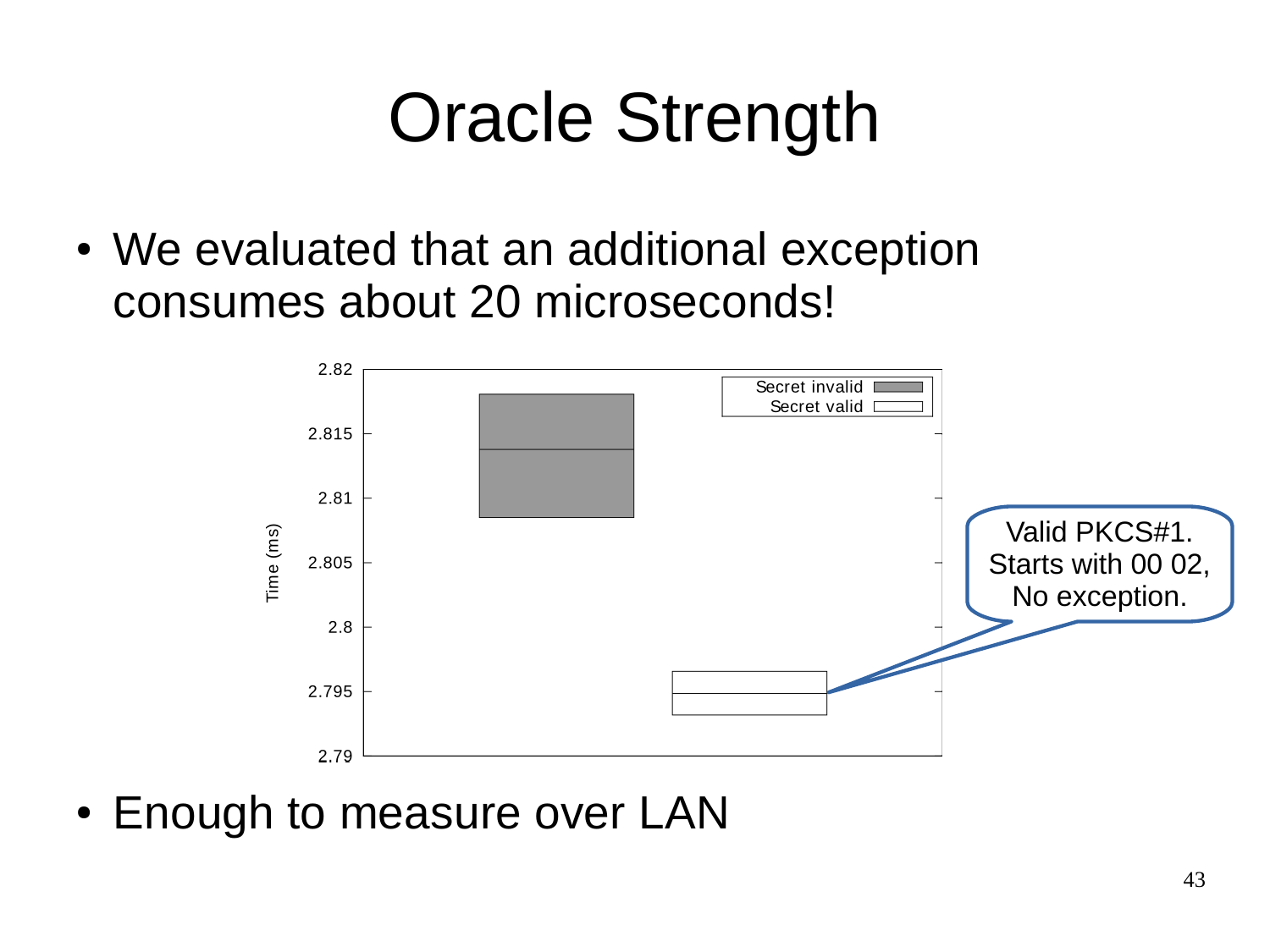# Oracle Strength

- We evaluated that an additional exception consumes about 20 microseconds!

Valid PKCS#1. Starts with 00 02, No exception.

- Enough to measure over LAN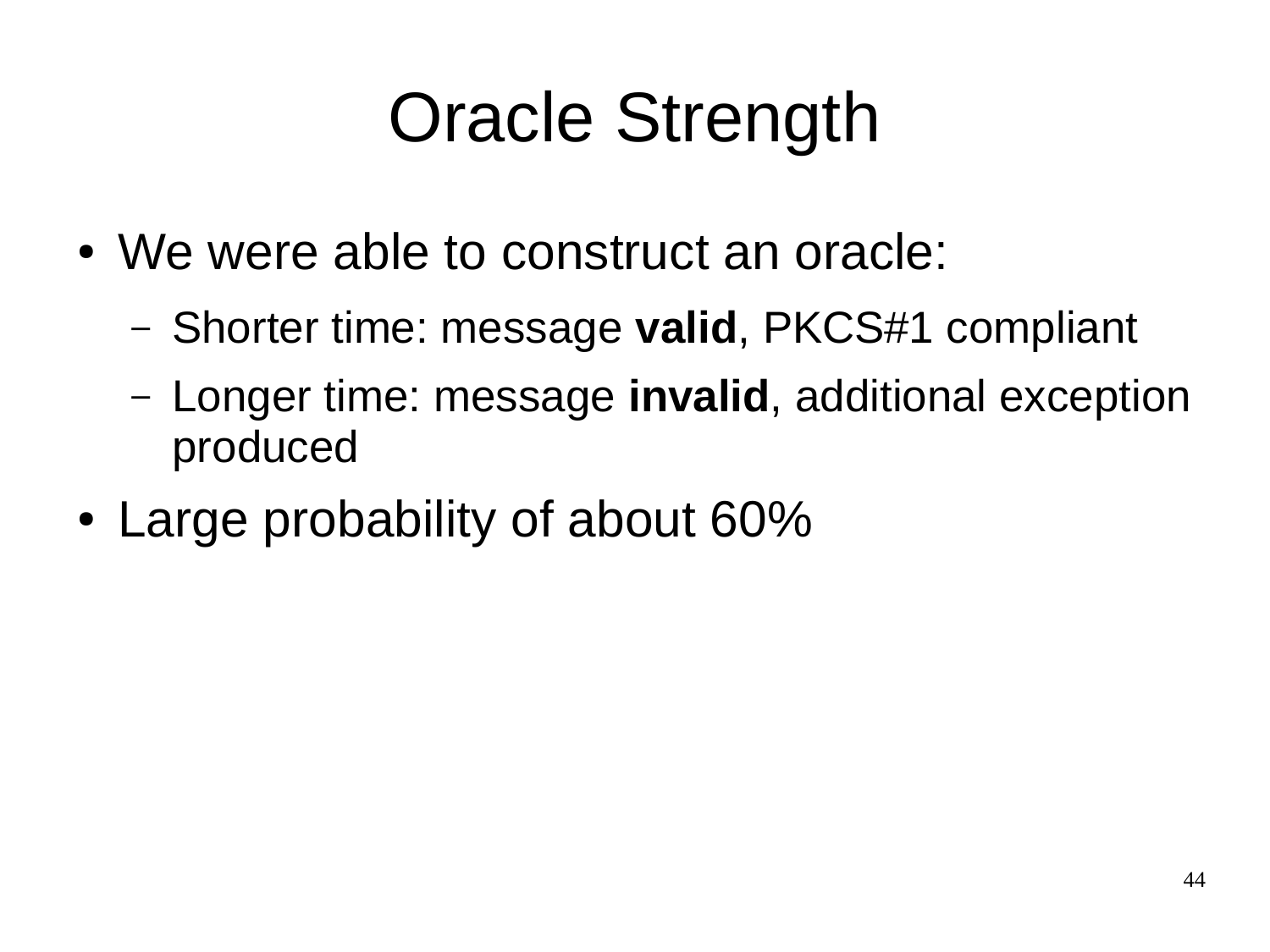# Oracle Strength

- We were able to construct an oracle:
  - Shorter time: message **valid**, PKCS#1 compliant
  - Longer time: message **invalid**, additional exception produced
- Large probability of about 60%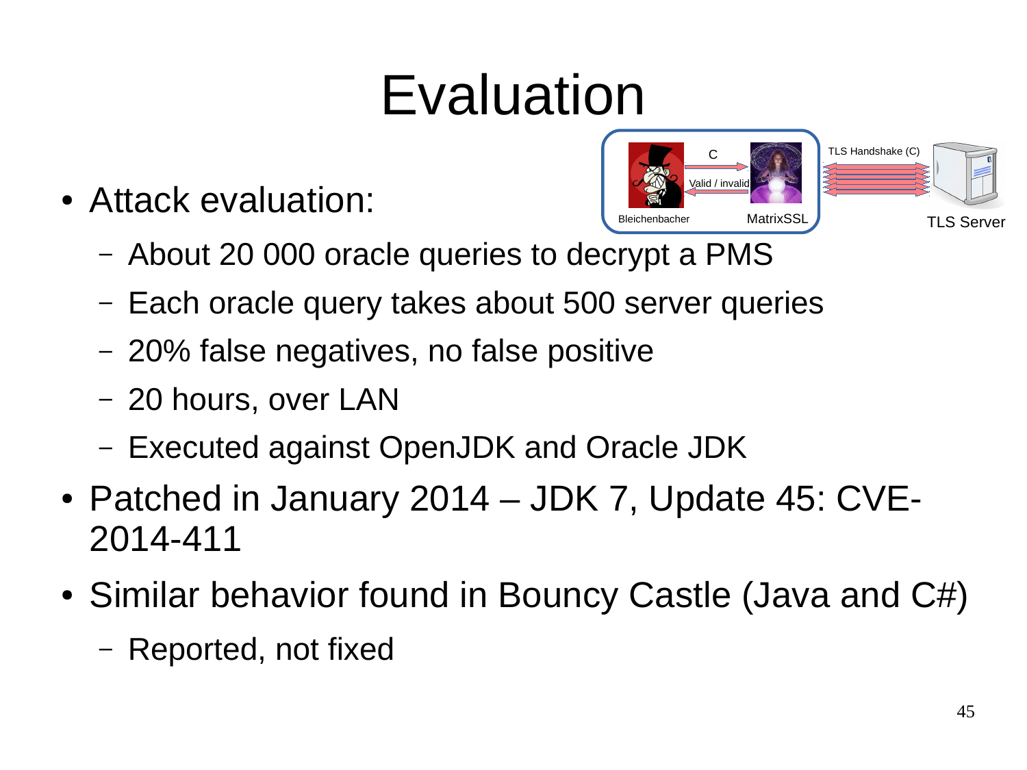# Evaluation

- Attack evaluation:
  - About 20 000 oracle queries to decrypt a PMS
  - Each oracle query takes about 500 server queries
  - 20% false negatives, no false positive
  - 20 hours, over LAN
  - Executed against OpenJDK and Oracle JDK
- Patched in January 2014 – JDK 7, Update 45: CVE-2014-411
- Similar behavior found in Bouncy Castle (Java and C#)
  - Reported, not fixed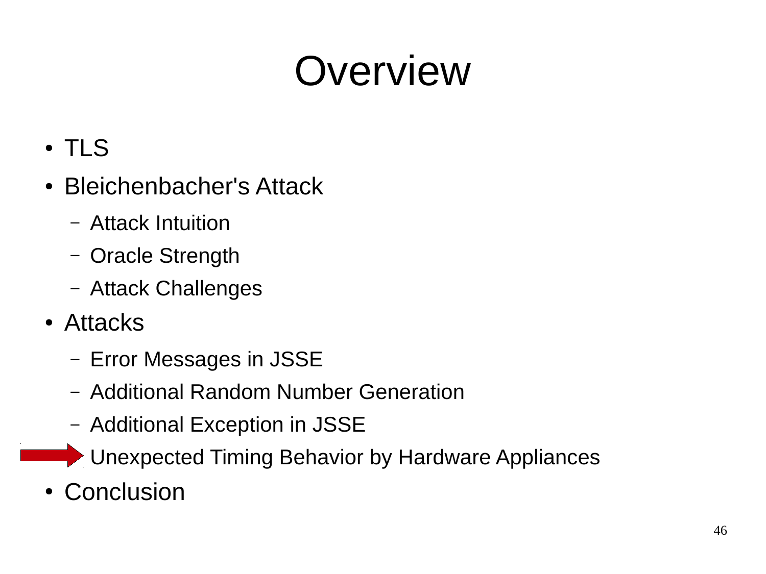# Overview

- TLS
- Bleichenbacher's Attack
  - Attack Intuition
  - Oracle Strength
  - Attack Challenges
- Attacks
  - Error Messages in JSSE
  - Additional Random Number Generation
  - Additional Exception in JSSE
  - Unexpected Timing Behavior by Hardware Appliances
- Conclusion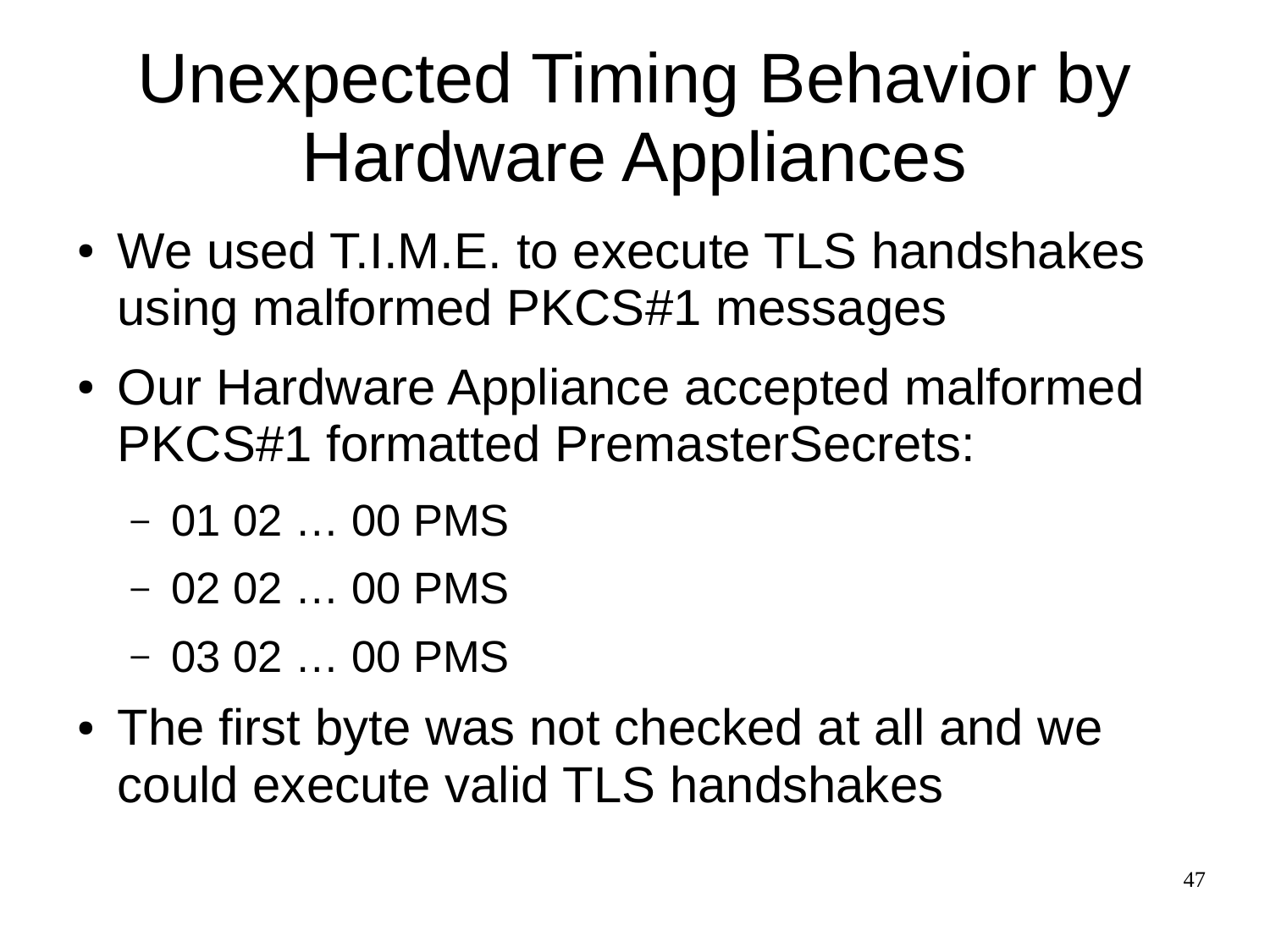# Unexpected Timing Behavior by Hardware Appliances

- We used T.I.M.E. to execute TLS handshakes using malformed PKCS#1 messages
- Our Hardware Appliance accepted malformed PKCS#1 formatted PremasterSecrets:
  - 01 02 … 00 PMS
  - 02 02 … 00 PMS
  - 03 02 … 00 PMS
- The first byte was not checked at all and we could execute valid TLS handshakes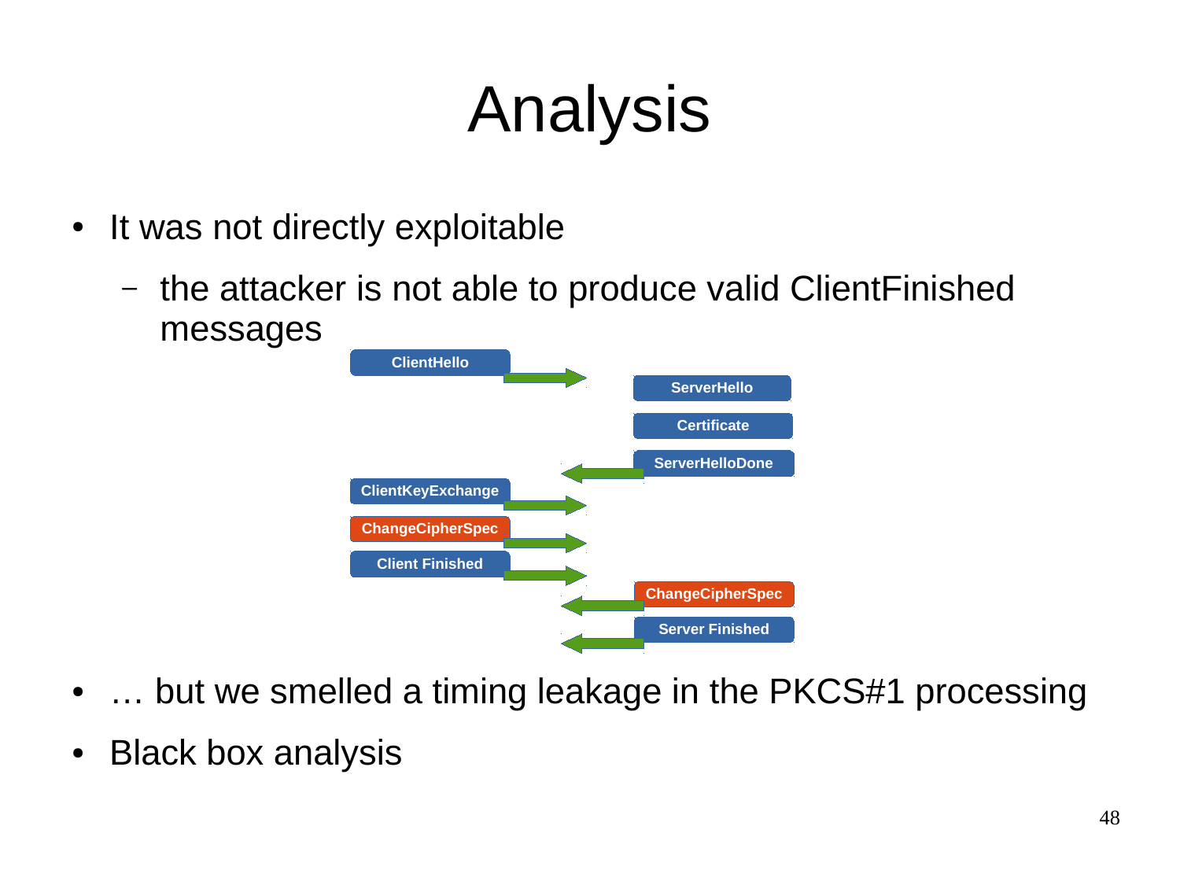# Analysis

- It was not directly exploitable
  - the attacker is not able to produce valid ClientFinished messages

ClientHello
ServerHello
Certificate
ServerHelloDone
ClientKeyExchange
ChangeCipherSpec
Client Finished
ChangeCipherSpec
Server Finished

- … but we smelled a timing leakage in the PKCS#1 processing
- Black box analysis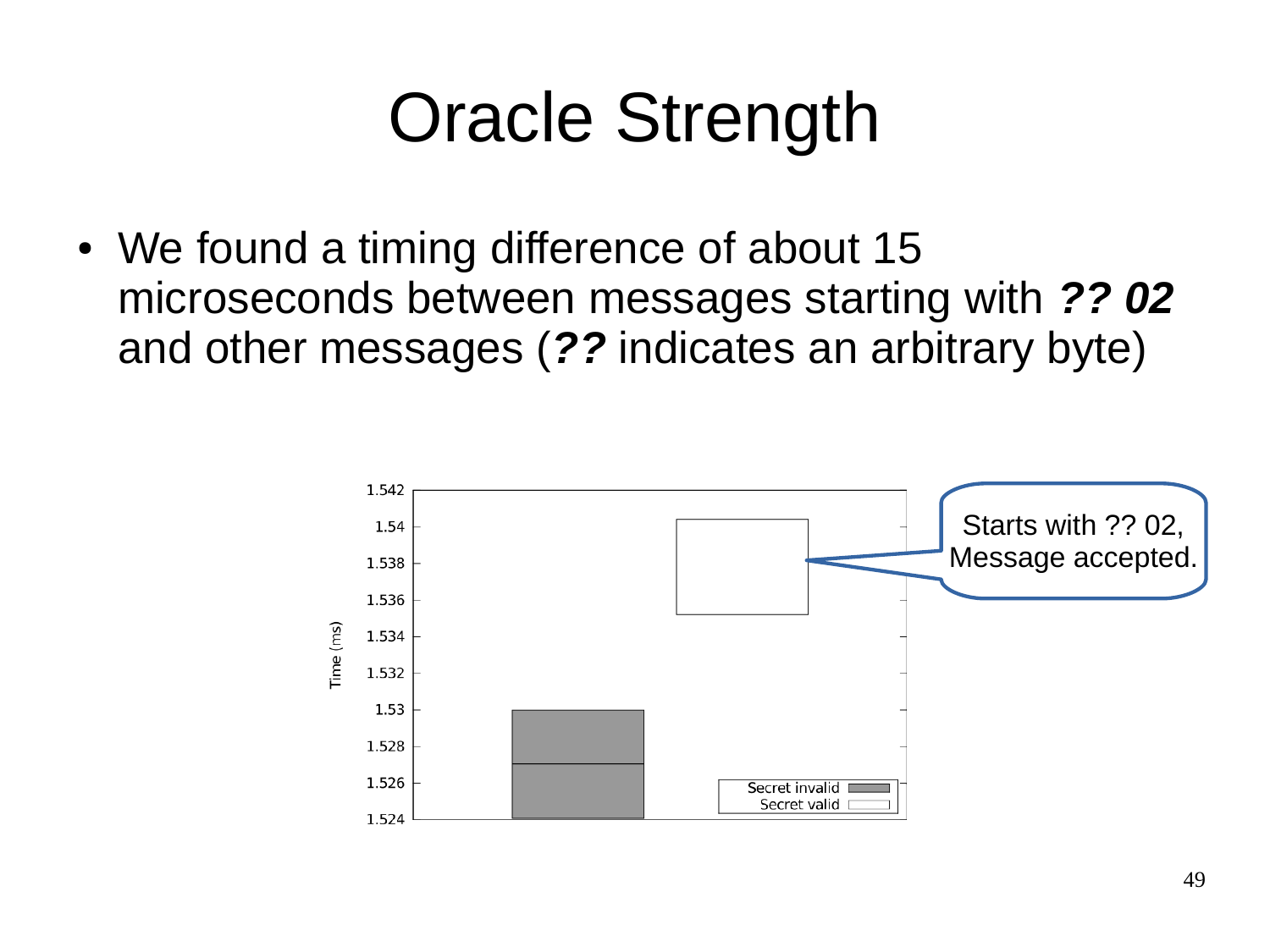# Oracle Strength

- We found a timing difference of about 15 microseconds between messages starting with ***?? 02*** and other messages (***??*** indicates an arbitrary byte)

Starts with ?? 02, Message accepted.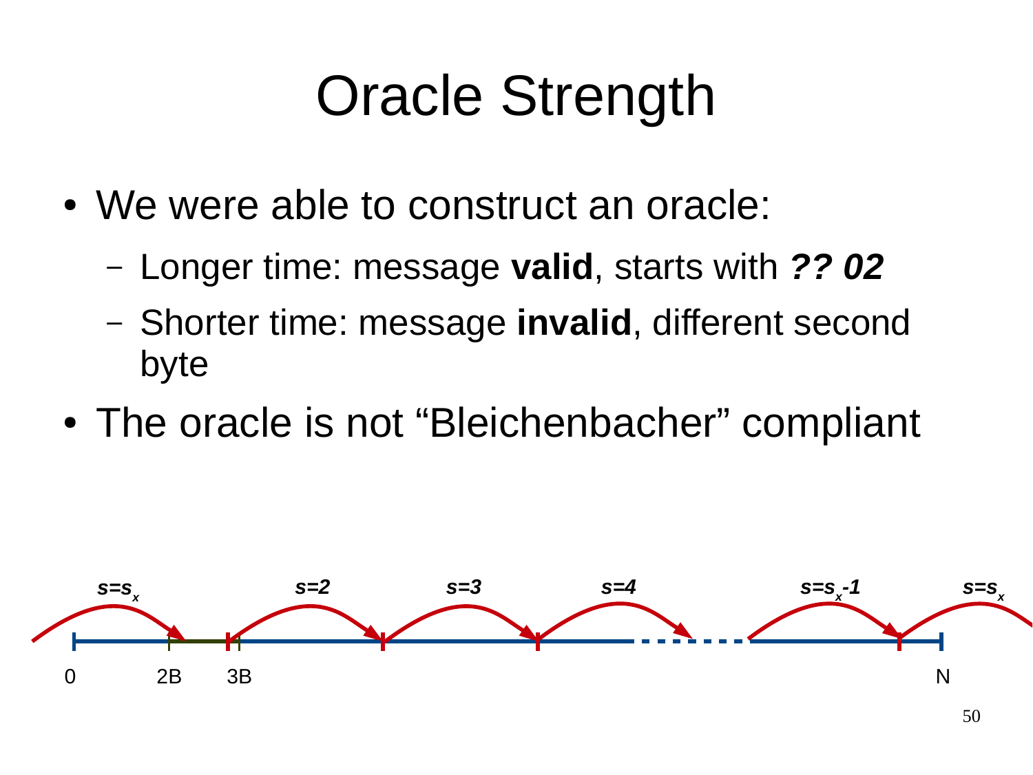# Oracle Strength

- We were able to construct an oracle:
  - Longer time: message **valid**, starts with ***?? 02***
  - Shorter time: message **invalid**, different second byte
- The oracle is not “Bleichenbacher” compliant

***s=s***$_x$ ***s=2*** ***s=3*** ***s=4*** ***s=s***$_x$***-1*** ***s=s***$_x$

0 2B 3B N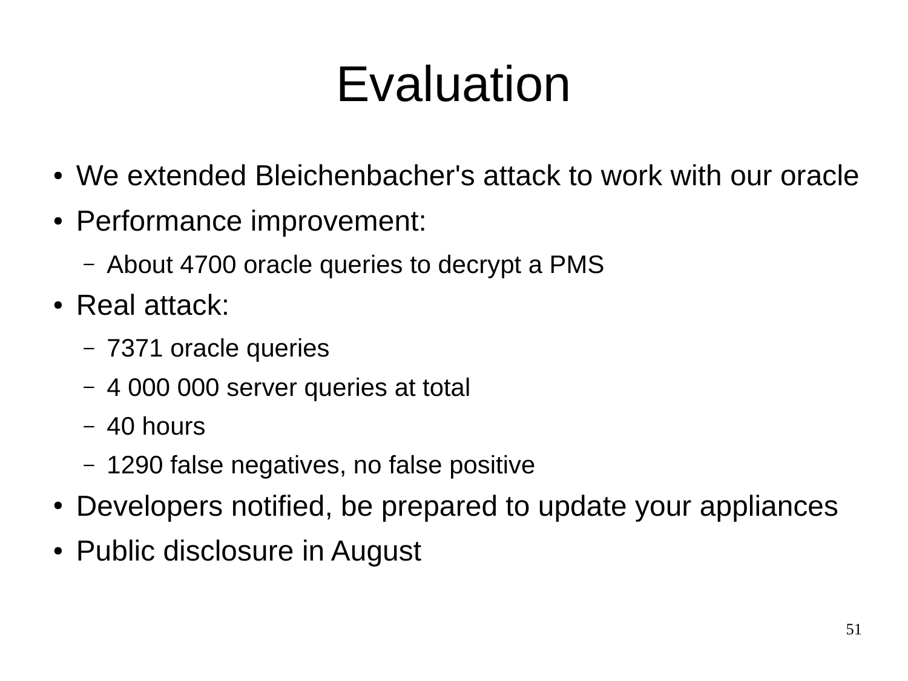# Evaluation

- We extended Bleichenbacher's attack to work with our oracle
- Performance improvement:
  - About 4700 oracle queries to decrypt a PMS
- Real attack:
  - 7371 oracle queries
  - 4 000 000 server queries at total
  - 40 hours
  - 1290 false negatives, no false positive
- Developers notified, be prepared to update your appliances
- Public disclosure in August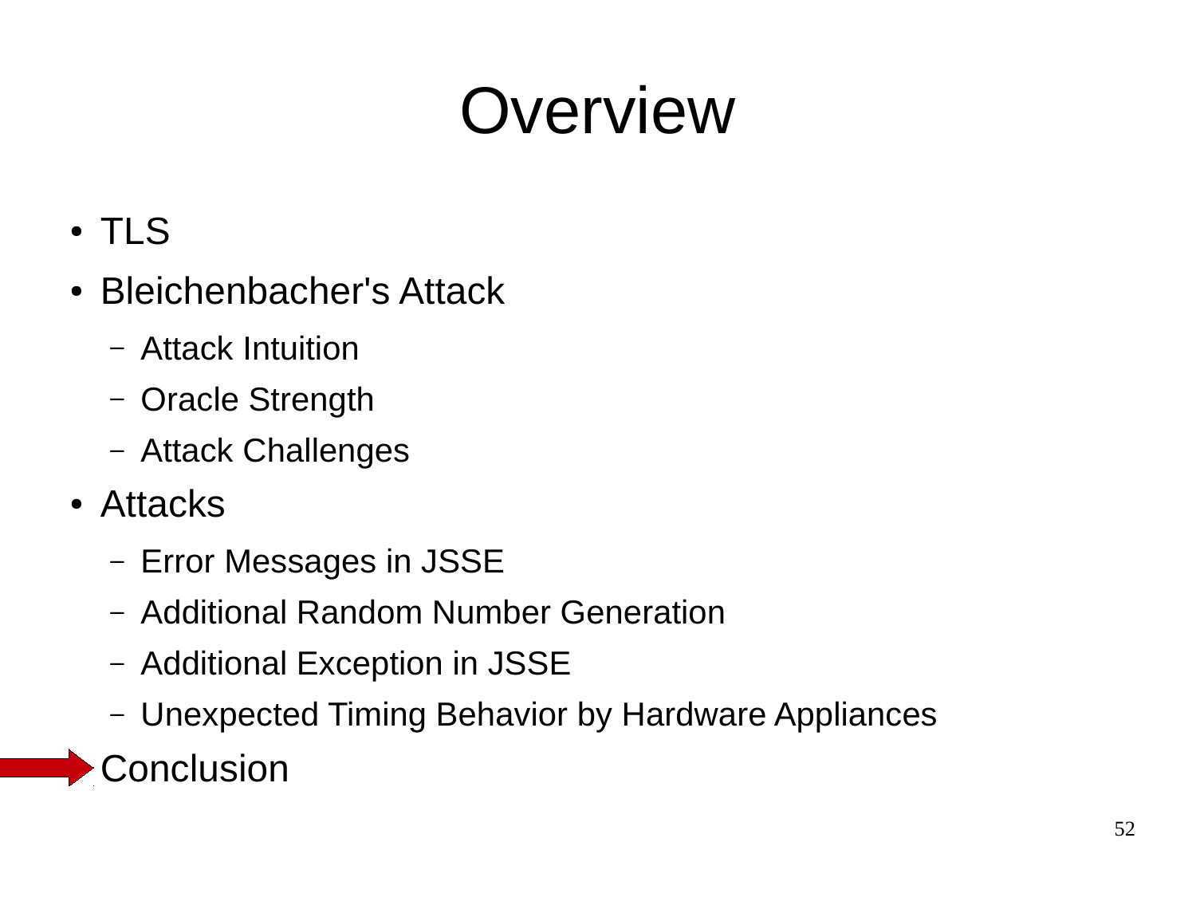# Overview

- TLS
- Bleichenbacher's Attack
  - Attack Intuition
  - Oracle Strength
  - Attack Challenges
- Attacks
  - Error Messages in JSSE
  - Additional Random Number Generation
  - Additional Exception in JSSE
  - Unexpected Timing Behavior by Hardware Appliances
- Conclusion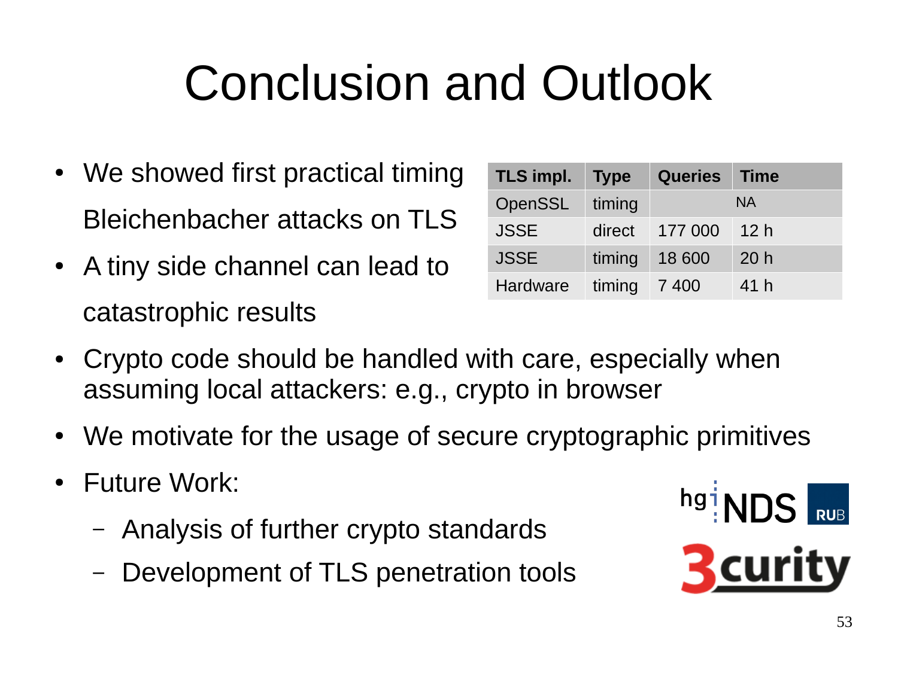# Conclusion and Outlook

- We showed first practical timing Bleichenbacher attacks on TLS
- A tiny side channel can lead to catastrophic results

| TLS impl. | Type | Queries | Time |
|---|---|---|---|
| OpenSSL | timing | NA | |
| JSSE | direct | 177 000 | 12 h |
| JSSE | timing | 18 600 | 20 h |
| Hardware | timing | 7 400 | 41 h |

- Crypto code should be handled with care, especially when assuming local attackers: e.g., crypto in browser
- We motivate for the usage of secure cryptographic primitives
- Future Work:
  - Analysis of further crypto standards
  - Development of TLS penetration tools

hgi NDS RUB

3curity